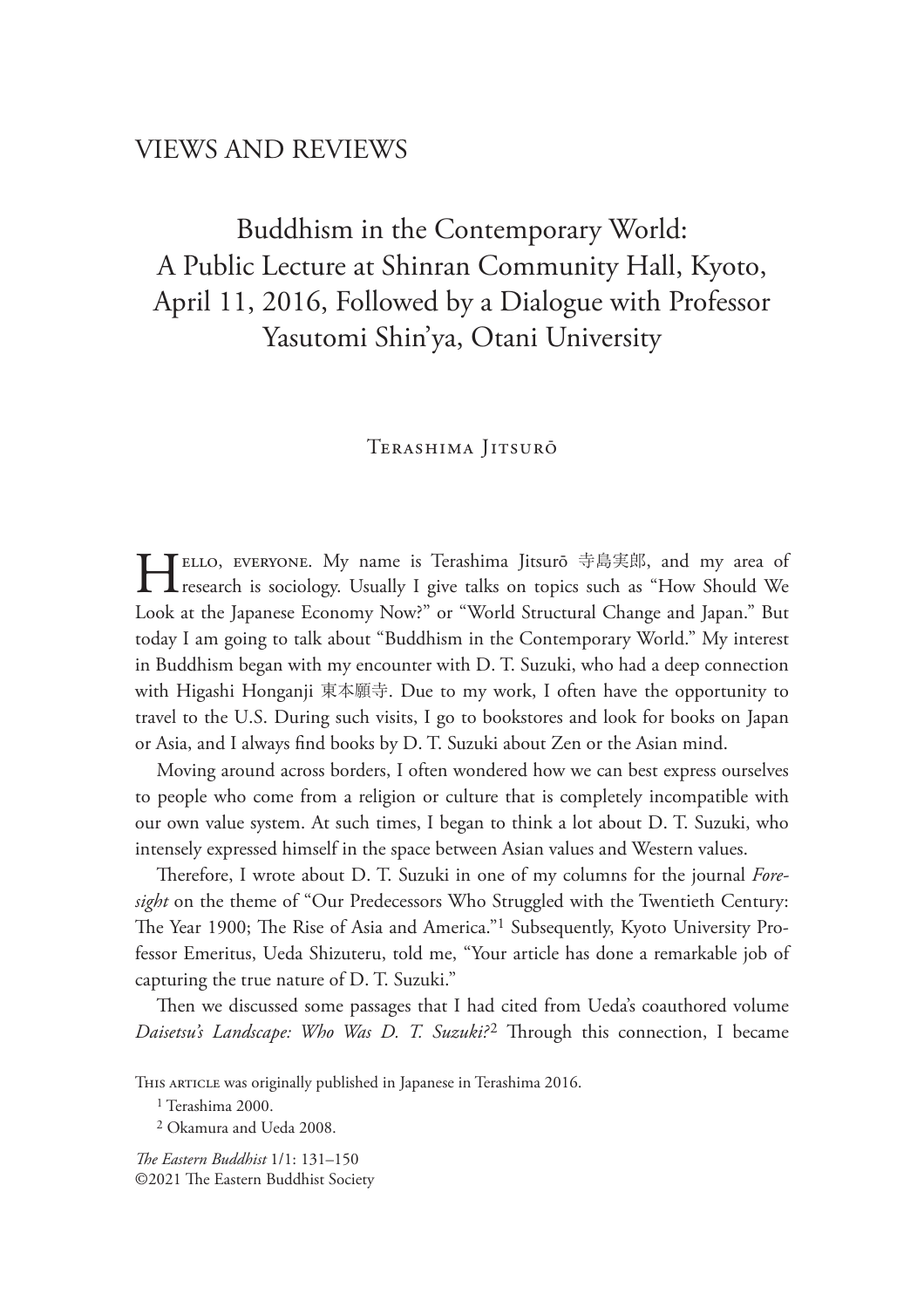VIEWS AND REVIEWS

# Buddhism in the Contemporary World: A Public Lecture at Shinran Community Hall, Kyoto, April 11, 2016, Followed by a Dialogue with Professor Yasutomi Shin'ya, Otani University

Terashima Jitsurō

Hello, everyone. My name is Terashima Jitsurō 寺島実郎, and my area of research is sociology. Usually I give talks on topics such as "How Should We Look at the Japanese Economy Now?" or "World Structural Change and Japan." But today I am going to talk about "Buddhism in the Contemporary World." My interest in Buddhism began with my encounter with D. T. Suzuki, who had a deep connection with Higashi Honganji 東本願寺. Due to my work, I often have the opportunity to travel to the U.S. During such visits, I go to bookstores and look for books on Japan or Asia, and I always find books by D. T. Suzuki about Zen or the Asian mind.

Moving around across borders, I often wondered how we can best express ourselves to people who come from a religion or culture that is completely incompatible with our own value system. At such times, I began to think a lot about D. T. Suzuki, who intensely expressed himself in the space between Asian values and Western values.

Therefore, I wrote about D. T. Suzuki in one of my columns for the journal *Foresight* on the theme of "Our Predecessors Who Struggled with the Twentieth Century: The Year 1900; The Rise of Asia and America."[1] Subsequently, Kyoto University Professor Emeritus, Ueda Shizuteru, told me, "Your article has done a remarkable job of capturing the true nature of D. T. Suzuki."

Then we discussed some passages that I had cited from Ueda's coauthored volume *Daisetsu's Landscape: Who Was D. T. Suzuki?*[2] Through this connection, I became

This article was originally published in Japanese in Terashima 2016.

[1] Terashima 2000.

[2] Okamura and Ueda 2008.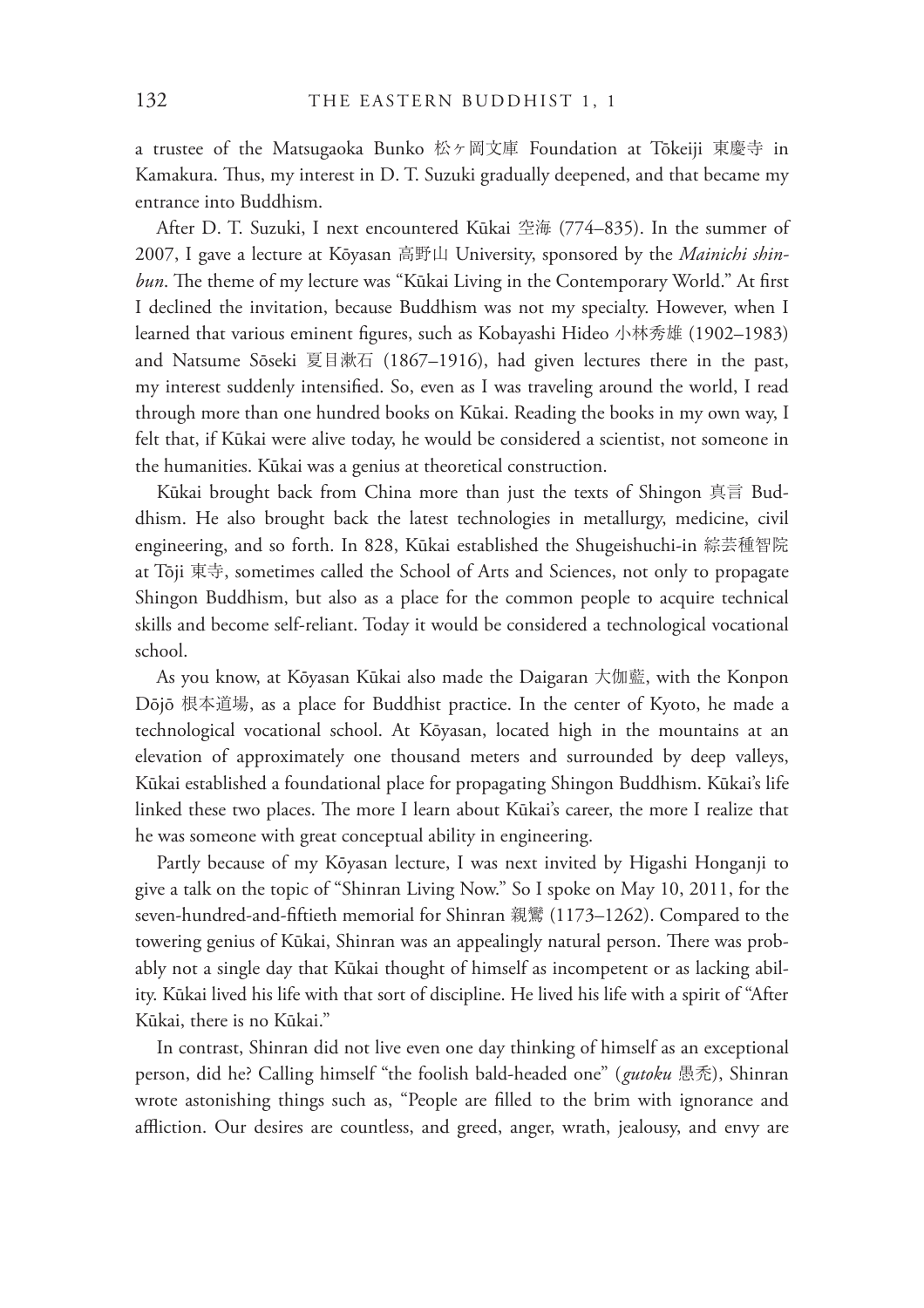a trustee of the Matsugaoka Bunko 松ヶ岡文庫 Foundation at Tōkeiji 東慶寺 in Kamakura. Thus, my interest in D. T. Suzuki gradually deepened, and that became my entrance into Buddhism.

After D. T. Suzuki, I next encountered Kūkai 空海 (774–835). In the summer of 2007, I gave a lecture at Kōyasan 高野山 University, sponsored by the *Mainichi shinbun*. The theme of my lecture was "Kūkai Living in the Contemporary World." At first I declined the invitation, because Buddhism was not my specialty. However, when I learned that various eminent figures, such as Kobayashi Hideo 小林秀雄 (1902–1983) and Natsume Sōseki 夏目漱石 (1867–1916), had given lectures there in the past, my interest suddenly intensified. So, even as I was traveling around the world, I read through more than one hundred books on Kūkai. Reading the books in my own way, I felt that, if Kūkai were alive today, he would be considered a scientist, not someone in the humanities. Kūkai was a genius at theoretical construction.

Kūkai brought back from China more than just the texts of Shingon 真言 Buddhism. He also brought back the latest technologies in metallurgy, medicine, civil engineering, and so forth. In 828, Kūkai established the Shugeishuchi-in 綜芸種智院 at Tōji 東寺, sometimes called the School of Arts and Sciences, not only to propagate Shingon Buddhism, but also as a place for the common people to acquire technical skills and become self-reliant. Today it would be considered a technological vocational school.

As you know, at Kōyasan Kūkai also made the Daigaran 大伽藍, with the Konpon Dōjō 根本道場, as a place for Buddhist practice. In the center of Kyoto, he made a technological vocational school. At Kōyasan, located high in the mountains at an elevation of approximately one thousand meters and surrounded by deep valleys, Kūkai established a foundational place for propagating Shingon Buddhism. Kūkai's life linked these two places. The more I learn about Kūkai's career, the more I realize that he was someone with great conceptual ability in engineering.

Partly because of my Kōyasan lecture, I was next invited by Higashi Honganji to give a talk on the topic of "Shinran Living Now." So I spoke on May 10, 2011, for the seven-hundred-and-fiftieth memorial for Shinran 親鸞 (1173–1262). Compared to the towering genius of Kūkai, Shinran was an appealingly natural person. There was probably not a single day that Kūkai thought of himself as incompetent or as lacking ability. Kūkai lived his life with that sort of discipline. He lived his life with a spirit of "After Kūkai, there is no Kūkai."

In contrast, Shinran did not live even one day thinking of himself as an exceptional person, did he? Calling himself "the foolish bald-headed one" (*gutoku* 愚禿), Shinran wrote astonishing things such as, "People are filled to the brim with ignorance and affliction. Our desires are countless, and greed, anger, wrath, jealousy, and envy are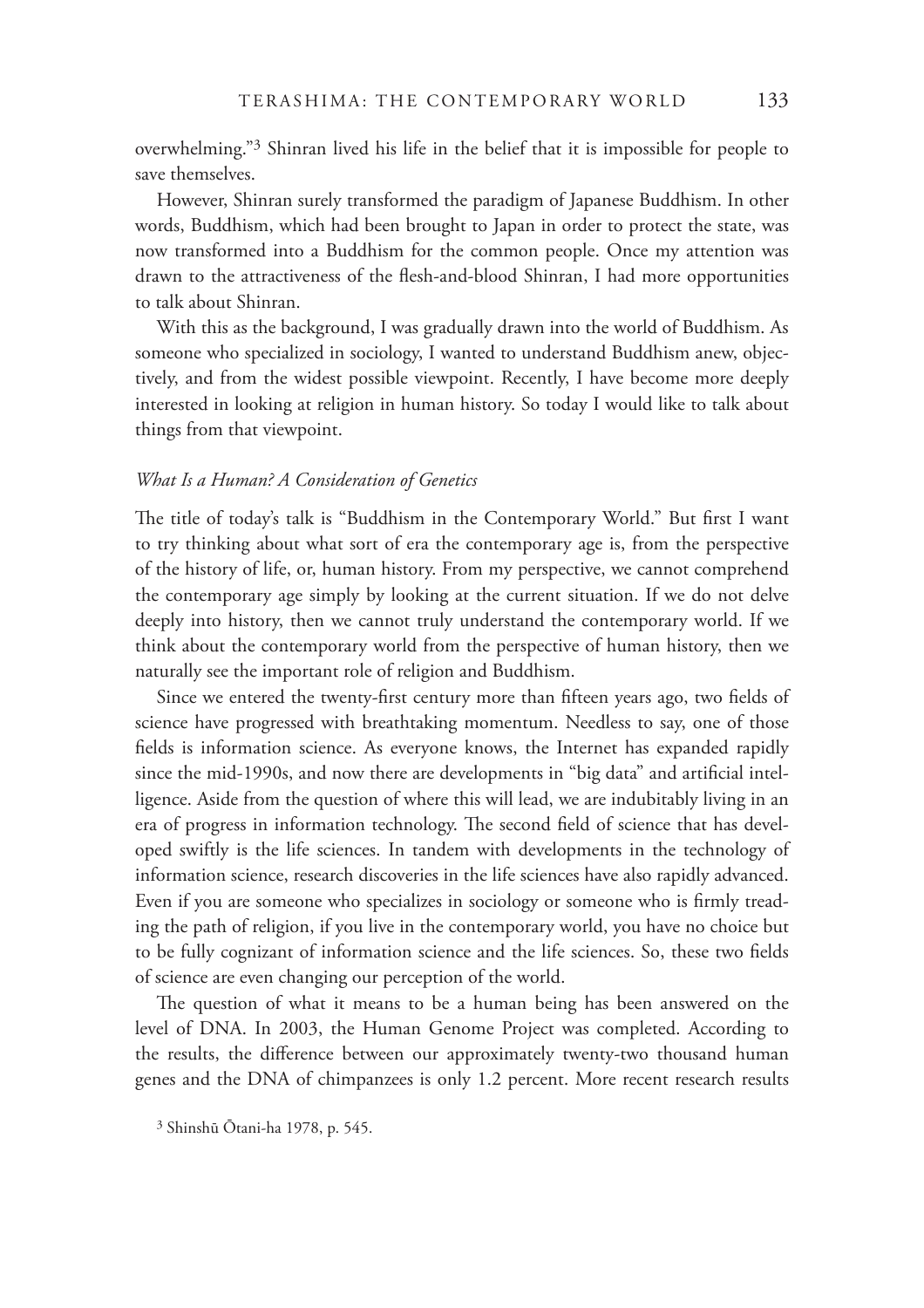overwhelming."[3] Shinran lived his life in the belief that it is impossible for people to save themselves.

However, Shinran surely transformed the paradigm of Japanese Buddhism. In other words, Buddhism, which had been brought to Japan in order to protect the state, was now transformed into a Buddhism for the common people. Once my attention was drawn to the attractiveness of the flesh-and-blood Shinran, I had more opportunities to talk about Shinran.

With this as the background, I was gradually drawn into the world of Buddhism. As someone who specialized in sociology, I wanted to understand Buddhism anew, objectively, and from the widest possible viewpoint. Recently, I have become more deeply interested in looking at religion in human history. So today I would like to talk about things from that viewpoint.

### *What Is a Human? A Consideration of Genetics*

The title of today's talk is "Buddhism in the Contemporary World." But first I want to try thinking about what sort of era the contemporary age is, from the perspective of the history of life, or, human history. From my perspective, we cannot comprehend the contemporary age simply by looking at the current situation. If we do not delve deeply into history, then we cannot truly understand the contemporary world. If we think about the contemporary world from the perspective of human history, then we naturally see the important role of religion and Buddhism.

Since we entered the twenty-first century more than fifteen years ago, two fields of science have progressed with breathtaking momentum. Needless to say, one of those fields is information science. As everyone knows, the Internet has expanded rapidly since the mid-1990s, and now there are developments in "big data" and artificial intelligence. Aside from the question of where this will lead, we are indubitably living in an era of progress in information technology. The second field of science that has developed swiftly is the life sciences. In tandem with developments in the technology of information science, research discoveries in the life sciences have also rapidly advanced. Even if you are someone who specializes in sociology or someone who is firmly treading the path of religion, if you live in the contemporary world, you have no choice but to be fully cognizant of information science and the life sciences. So, these two fields of science are even changing our perception of the world.

The question of what it means to be a human being has been answered on the level of DNA. In 2003, the Human Genome Project was completed. According to the results, the difference between our approximately twenty-two thousand human genes and the DNA of chimpanzees is only 1.2 percent. More recent research results

[3] Shinshū Ōtani-ha 1978, p. 545.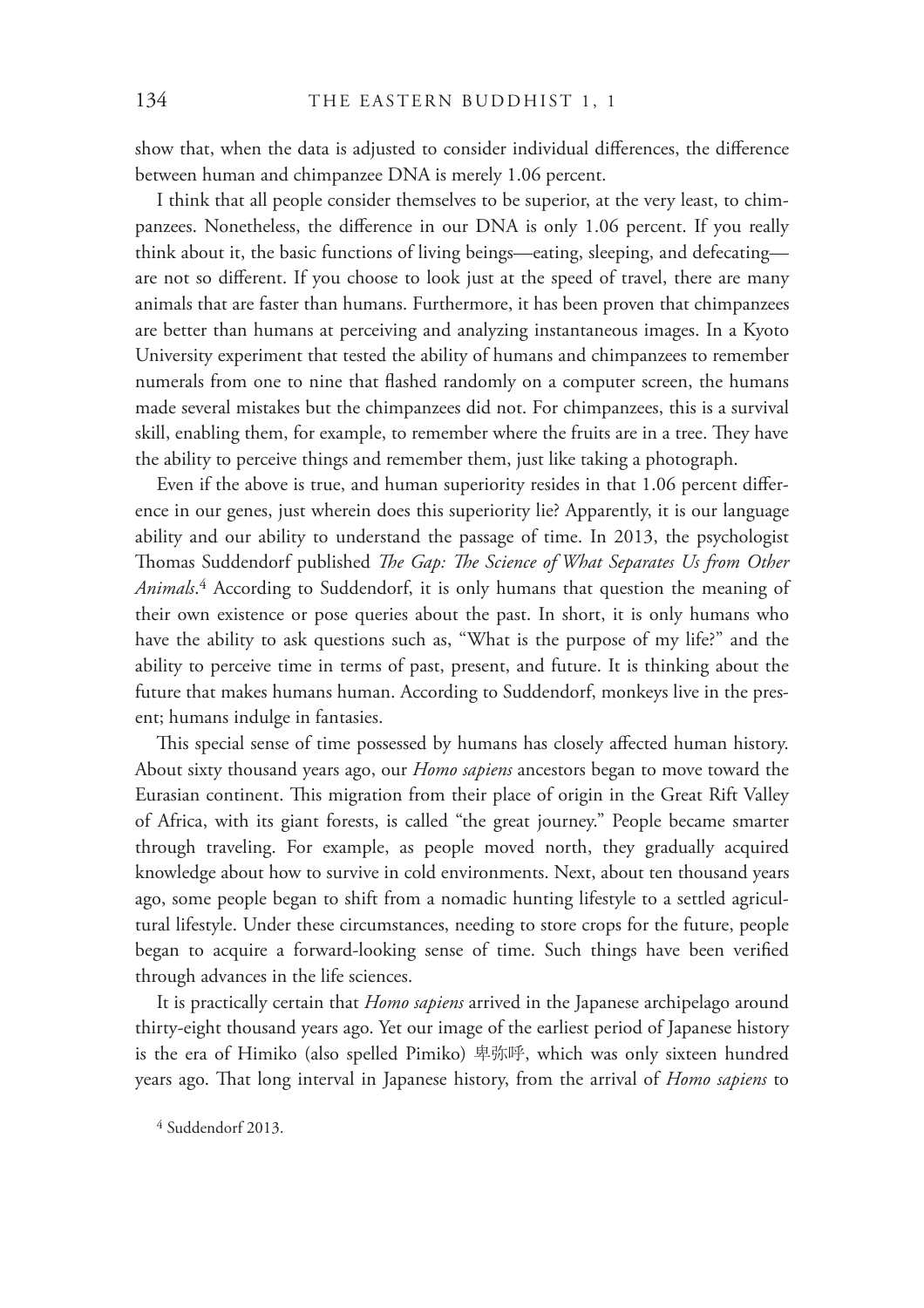show that, when the data is adjusted to consider individual differences, the difference between human and chimpanzee DNA is merely 1.06 percent.

I think that all people consider themselves to be superior, at the very least, to chimpanzees. Nonetheless, the difference in our DNA is only 1.06 percent. If you really think about it, the basic functions of living beings—eating, sleeping, and defecating—are not so different. If you choose to look just at the speed of travel, there are many animals that are faster than humans. Furthermore, it has been proven that chimpanzees are better than humans at perceiving and analyzing instantaneous images. In a Kyoto University experiment that tested the ability of humans and chimpanzees to remember numerals from one to nine that flashed randomly on a computer screen, the humans made several mistakes but the chimpanzees did not. For chimpanzees, this is a survival skill, enabling them, for example, to remember where the fruits are in a tree. They have the ability to perceive things and remember them, just like taking a photograph.

Even if the above is true, and human superiority resides in that 1.06 percent difference in our genes, just wherein does this superiority lie? Apparently, it is our language ability and our ability to understand the passage of time. In 2013, the psychologist Thomas Suddendorf published *The Gap: The Science of What Separates Us from Other Animals*.[4] According to Suddendorf, it is only humans that question the meaning of their own existence or pose queries about the past. In short, it is only humans who have the ability to ask questions such as, "What is the purpose of my life?" and the ability to perceive time in terms of past, present, and future. It is thinking about the future that makes humans human. According to Suddendorf, monkeys live in the present; humans indulge in fantasies.

This special sense of time possessed by humans has closely affected human history. About sixty thousand years ago, our *Homo sapiens* ancestors began to move toward the Eurasian continent. This migration from their place of origin in the Great Rift Valley of Africa, with its giant forests, is called "the great journey." People became smarter through traveling. For example, as people moved north, they gradually acquired knowledge about how to survive in cold environments. Next, about ten thousand years ago, some people began to shift from a nomadic hunting lifestyle to a settled agricultural lifestyle. Under these circumstances, needing to store crops for the future, people began to acquire a forward-looking sense of time. Such things have been verified through advances in the life sciences.

It is practically certain that *Homo sapiens* arrived in the Japanese archipelago around thirty-eight thousand years ago. Yet our image of the earliest period of Japanese history is the era of Himiko (also spelled Pimiko) 卑弥呼, which was only sixteen hundred years ago. That long interval in Japanese history, from the arrival of *Homo sapiens* to

[4] Suddendorf 2013.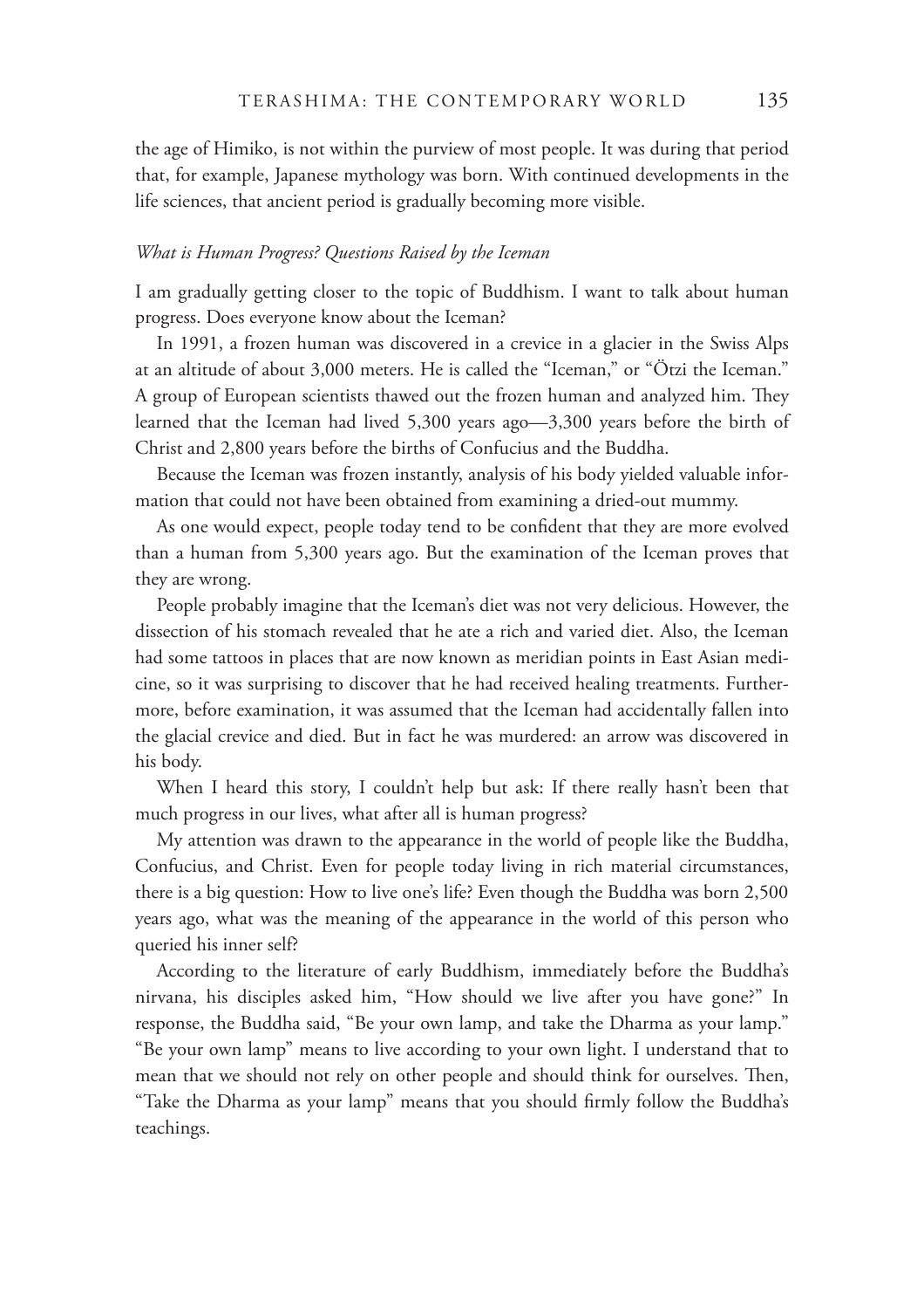the age of Himiko, is not within the purview of most people. It was during that period that, for example, Japanese mythology was born. With continued developments in the life sciences, that ancient period is gradually becoming more visible.

### *What is Human Progress? Questions Raised by the Iceman*

I am gradually getting closer to the topic of Buddhism. I want to talk about human progress. Does everyone know about the Iceman?

In 1991, a frozen human was discovered in a crevice in a glacier in the Swiss Alps at an altitude of about 3,000 meters. He is called the "Iceman," or "Ötzi the Iceman." A group of European scientists thawed out the frozen human and analyzed him. They learned that the Iceman had lived 5,300 years ago—3,300 years before the birth of Christ and 2,800 years before the births of Confucius and the Buddha.

Because the Iceman was frozen instantly, analysis of his body yielded valuable information that could not have been obtained from examining a dried-out mummy.

As one would expect, people today tend to be confident that they are more evolved than a human from 5,300 years ago. But the examination of the Iceman proves that they are wrong.

People probably imagine that the Iceman's diet was not very delicious. However, the dissection of his stomach revealed that he ate a rich and varied diet. Also, the Iceman had some tattoos in places that are now known as meridian points in East Asian medicine, so it was surprising to discover that he had received healing treatments. Furthermore, before examination, it was assumed that the Iceman had accidentally fallen into the glacial crevice and died. But in fact he was murdered: an arrow was discovered in his body.

When I heard this story, I couldn't help but ask: If there really hasn't been that much progress in our lives, what after all is human progress?

My attention was drawn to the appearance in the world of people like the Buddha, Confucius, and Christ. Even for people today living in rich material circumstances, there is a big question: How to live one's life? Even though the Buddha was born 2,500 years ago, what was the meaning of the appearance in the world of this person who queried his inner self?

According to the literature of early Buddhism, immediately before the Buddha's nirvana, his disciples asked him, "How should we live after you have gone?" In response, the Buddha said, "Be your own lamp, and take the Dharma as your lamp." "Be your own lamp" means to live according to your own light. I understand that to mean that we should not rely on other people and should think for ourselves. Then, "Take the Dharma as your lamp" means that you should firmly follow the Buddha's teachings.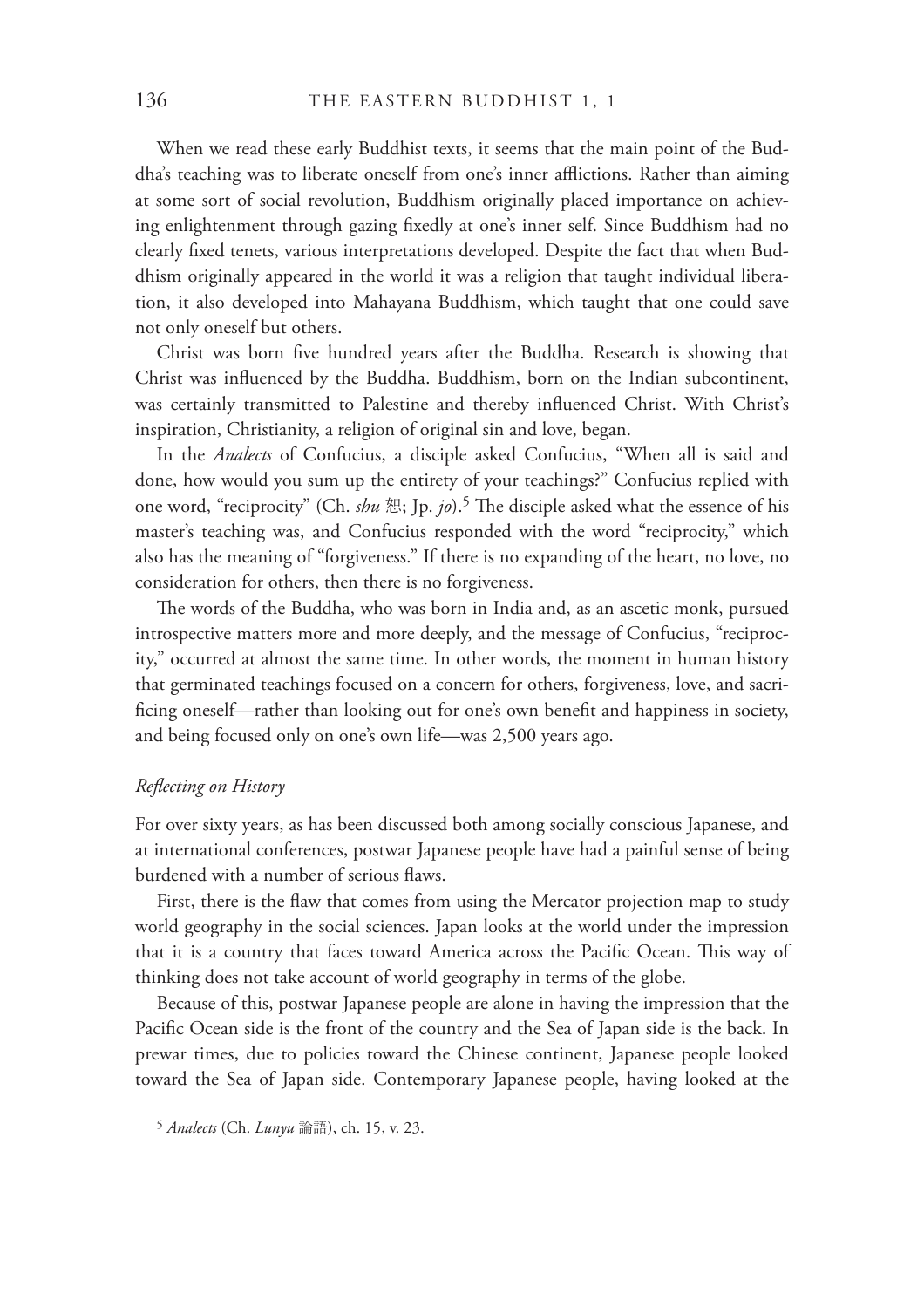When we read these early Buddhist texts, it seems that the main point of the Buddha's teaching was to liberate oneself from one's inner afflictions. Rather than aiming at some sort of social revolution, Buddhism originally placed importance on achieving enlightenment through gazing fixedly at one's inner self. Since Buddhism had no clearly fixed tenets, various interpretations developed. Despite the fact that when Buddhism originally appeared in the world it was a religion that taught individual liberation, it also developed into Mahayana Buddhism, which taught that one could save not only oneself but others.

Christ was born five hundred years after the Buddha. Research is showing that Christ was influenced by the Buddha. Buddhism, born on the Indian subcontinent, was certainly transmitted to Palestine and thereby influenced Christ. With Christ's inspiration, Christianity, a religion of original sin and love, began.

In the *Analects* of Confucius, a disciple asked Confucius, "When all is said and done, how would you sum up the entirety of your teachings?" Confucius replied with one word, "reciprocity" (Ch. *shu* 恕; Jp. *jo*).[5] The disciple asked what the essence of his master's teaching was, and Confucius responded with the word "reciprocity," which also has the meaning of "forgiveness." If there is no expanding of the heart, no love, no consideration for others, then there is no forgiveness.

The words of the Buddha, who was born in India and, as an ascetic monk, pursued introspective matters more and more deeply, and the message of Confucius, "reciprocity," occurred at almost the same time. In other words, the moment in human history that germinated teachings focused on a concern for others, forgiveness, love, and sacrificing oneself—rather than looking out for one's own benefit and happiness in society, and being focused only on one's own life—was 2,500 years ago.

### *Reflecting on History*

For over sixty years, as has been discussed both among socially conscious Japanese, and at international conferences, postwar Japanese people have had a painful sense of being burdened with a number of serious flaws.

First, there is the flaw that comes from using the Mercator projection map to study world geography in the social sciences. Japan looks at the world under the impression that it is a country that faces toward America across the Pacific Ocean. This way of thinking does not take account of world geography in terms of the globe.

Because of this, postwar Japanese people are alone in having the impression that the Pacific Ocean side is the front of the country and the Sea of Japan side is the back. In prewar times, due to policies toward the Chinese continent, Japanese people looked toward the Sea of Japan side. Contemporary Japanese people, having looked at the

[5] *Analects* (Ch. *Lunyu* 論語), ch. 15, v. 23.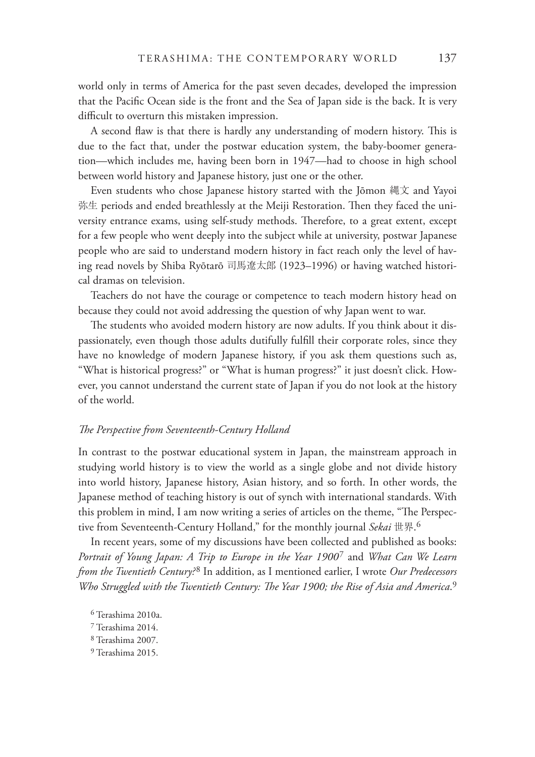world only in terms of America for the past seven decades, developed the impression that the Pacific Ocean side is the front and the Sea of Japan side is the back. It is very difficult to overturn this mistaken impression.

A second flaw is that there is hardly any understanding of modern history. This is due to the fact that, under the postwar education system, the baby-boomer generation—which includes me, having been born in 1947—had to choose in high school between world history and Japanese history, just one or the other.

Even students who chose Japanese history started with the Jōmon 縄文 and Yayoi 弥生 periods and ended breathlessly at the Meiji Restoration. Then they faced the university entrance exams, using self-study methods. Therefore, to a great extent, except for a few people who went deeply into the subject while at university, postwar Japanese people who are said to understand modern history in fact reach only the level of having read novels by Shiba Ryōtarō 司馬遼太郎 (1923–1996) or having watched historical dramas on television.

Teachers do not have the courage or competence to teach modern history head on because they could not avoid addressing the question of why Japan went to war.

The students who avoided modern history are now adults. If you think about it dispassionately, even though those adults dutifully fulfill their corporate roles, since they have no knowledge of modern Japanese history, if you ask them questions such as, "What is historical progress?" or "What is human progress?" it just doesn't click. However, you cannot understand the current state of Japan if you do not look at the history of the world.

### *The Perspective from Seventeenth-Century Holland*

In contrast to the postwar educational system in Japan, the mainstream approach in studying world history is to view the world as a single globe and not divide history into world history, Japanese history, Asian history, and so forth. In other words, the Japanese method of teaching history is out of synch with international standards. With this problem in mind, I am now writing a series of articles on the theme, "The Perspective from Seventeenth-Century Holland," for the monthly journal *Sekai* 世界.[6]

In recent years, some of my discussions have been collected and published as books: *Portrait of Young Japan: A Trip to Europe in the Year 1900*[7] and *What Can We Learn from the Twentieth Century?*[8] In addition, as I mentioned earlier, I wrote *Our Predecessors Who Struggled with the Twentieth Century: The Year 1900; the Rise of Asia and America*.[9]

[6] Terashima 2010a.

[7] Terashima 2014.

[8] Terashima 2007.

[9] Terashima 2015.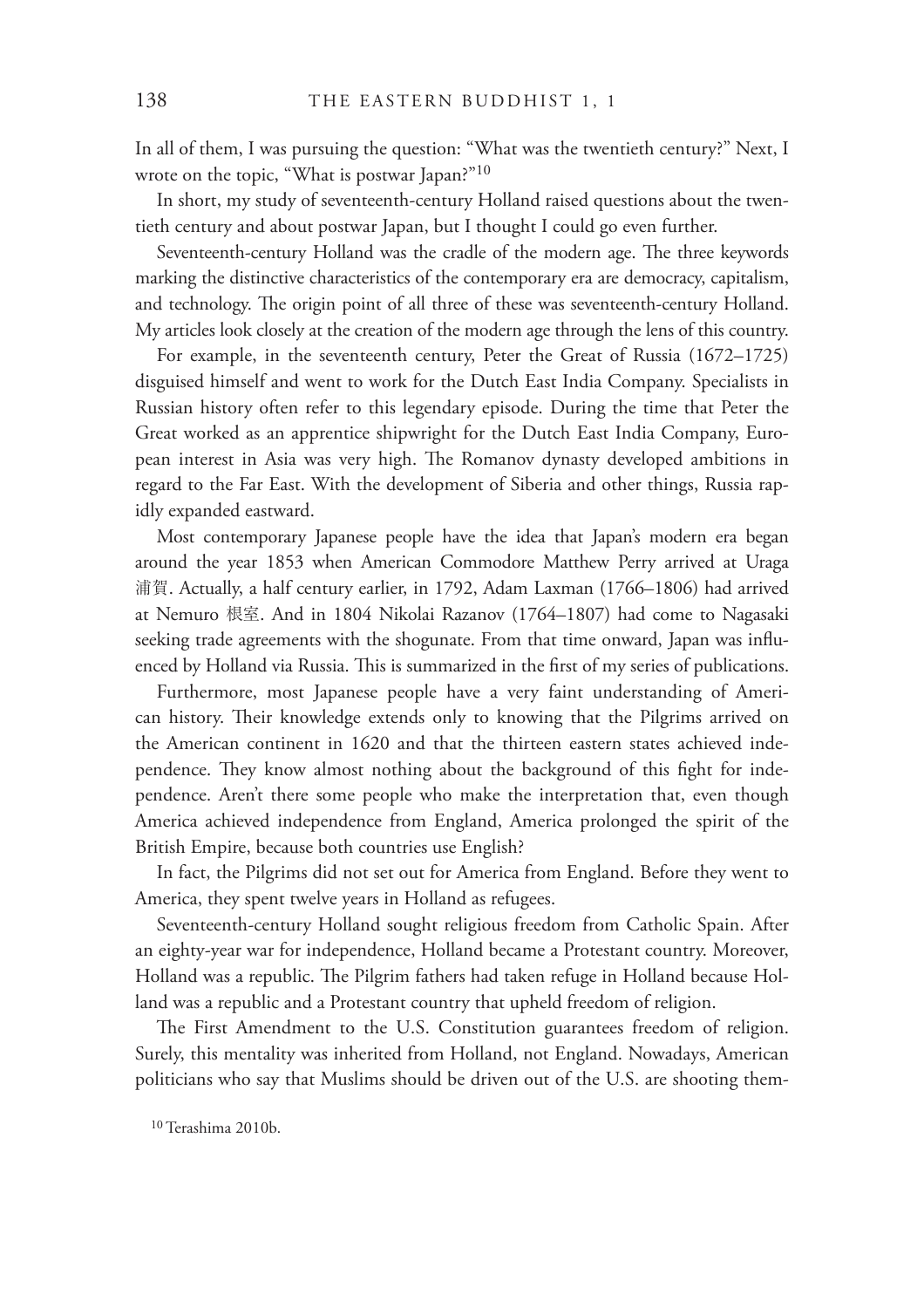In all of them, I was pursuing the question: "What was the twentieth century?" Next, I wrote on the topic, "What is postwar Japan?"[10]

In short, my study of seventeenth-century Holland raised questions about the twentieth century and about postwar Japan, but I thought I could go even further.

Seventeenth-century Holland was the cradle of the modern age. The three keywords marking the distinctive characteristics of the contemporary era are democracy, capitalism, and technology. The origin point of all three of these was seventeenth-century Holland. My articles look closely at the creation of the modern age through the lens of this country.

For example, in the seventeenth century, Peter the Great of Russia (1672–1725) disguised himself and went to work for the Dutch East India Company. Specialists in Russian history often refer to this legendary episode. During the time that Peter the Great worked as an apprentice shipwright for the Dutch East India Company, European interest in Asia was very high. The Romanov dynasty developed ambitions in regard to the Far East. With the development of Siberia and other things, Russia rapidly expanded eastward.

Most contemporary Japanese people have the idea that Japan's modern era began around the year 1853 when American Commodore Matthew Perry arrived at Uraga 浦賀. Actually, a half century earlier, in 1792, Adam Laxman (1766–1806) had arrived at Nemuro 根室. And in 1804 Nikolai Razanov (1764–1807) had come to Nagasaki seeking trade agreements with the shogunate. From that time onward, Japan was influenced by Holland via Russia. This is summarized in the first of my series of publications.

Furthermore, most Japanese people have a very faint understanding of American history. Their knowledge extends only to knowing that the Pilgrims arrived on the American continent in 1620 and that the thirteen eastern states achieved independence. They know almost nothing about the background of this fight for independence. Aren't there some people who make the interpretation that, even though America achieved independence from England, America prolonged the spirit of the British Empire, because both countries use English?

In fact, the Pilgrims did not set out for America from England. Before they went to America, they spent twelve years in Holland as refugees.

Seventeenth-century Holland sought religious freedom from Catholic Spain. After an eighty-year war for independence, Holland became a Protestant country. Moreover, Holland was a republic. The Pilgrim fathers had taken refuge in Holland because Holland was a republic and a Protestant country that upheld freedom of religion.

The First Amendment to the U.S. Constitution guarantees freedom of religion. Surely, this mentality was inherited from Holland, not England. Nowadays, American politicians who say that Muslims should be driven out of the U.S. are shooting them-

[10] Terashima 2010b.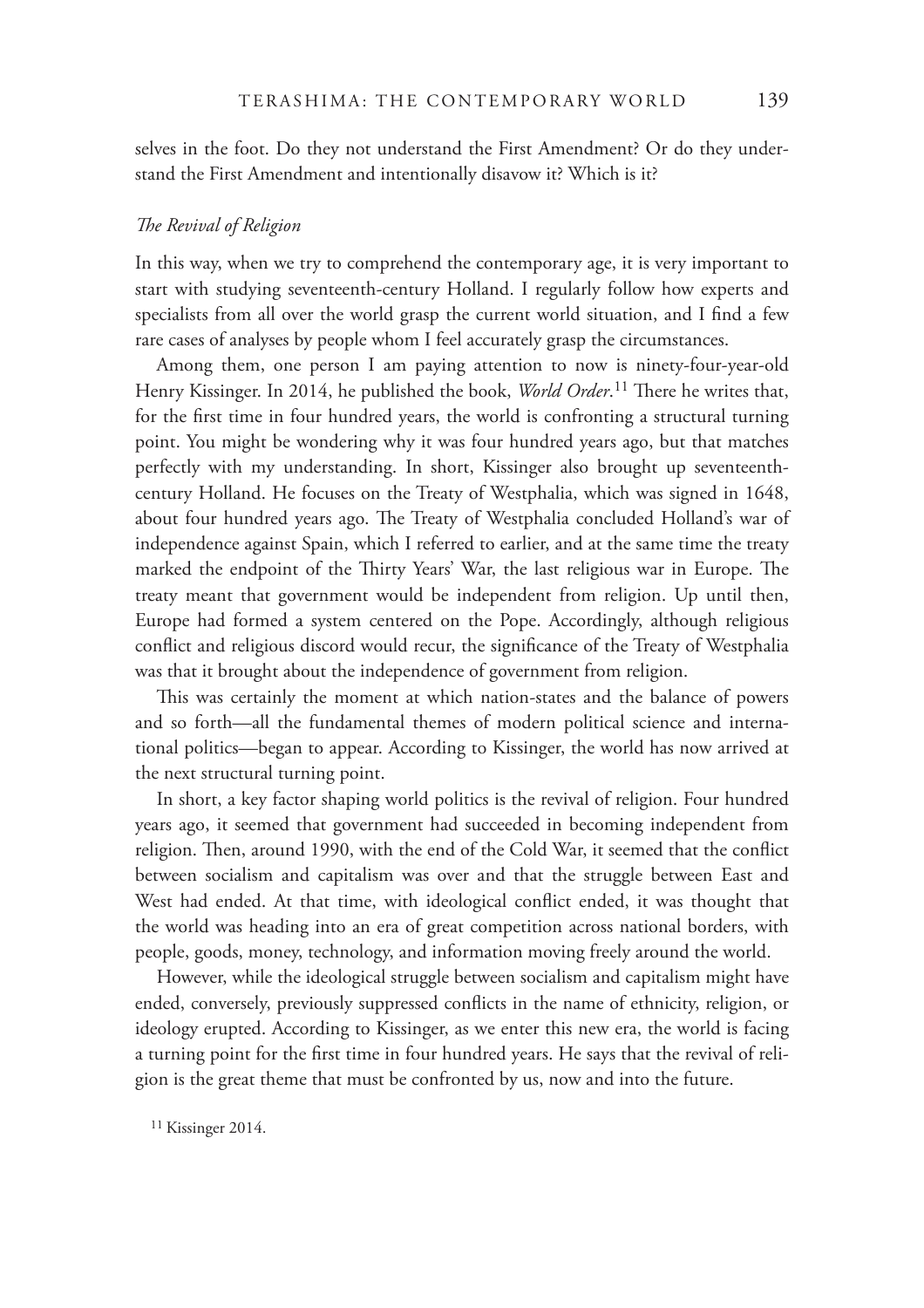selves in the foot. Do they not understand the First Amendment? Or do they understand the First Amendment and intentionally disavow it? Which is it?

### *The Revival of Religion*

In this way, when we try to comprehend the contemporary age, it is very important to start with studying seventeenth-century Holland. I regularly follow how experts and specialists from all over the world grasp the current world situation, and I find a few rare cases of analyses by people whom I feel accurately grasp the circumstances.

Among them, one person I am paying attention to now is ninety-four-year-old Henry Kissinger. In 2014, he published the book, *World Order*.[11] There he writes that, for the first time in four hundred years, the world is confronting a structural turning point. You might be wondering why it was four hundred years ago, but that matches perfectly with my understanding. In short, Kissinger also brought up seventeenth-century Holland. He focuses on the Treaty of Westphalia, which was signed in 1648, about four hundred years ago. The Treaty of Westphalia concluded Holland's war of independence against Spain, which I referred to earlier, and at the same time the treaty marked the endpoint of the Thirty Years' War, the last religious war in Europe. The treaty meant that government would be independent from religion. Up until then, Europe had formed a system centered on the Pope. Accordingly, although religious conflict and religious discord would recur, the significance of the Treaty of Westphalia was that it brought about the independence of government from religion.

This was certainly the moment at which nation-states and the balance of powers and so forth—all the fundamental themes of modern political science and international politics—began to appear. According to Kissinger, the world has now arrived at the next structural turning point.

In short, a key factor shaping world politics is the revival of religion. Four hundred years ago, it seemed that government had succeeded in becoming independent from religion. Then, around 1990, with the end of the Cold War, it seemed that the conflict between socialism and capitalism was over and that the struggle between East and West had ended. At that time, with ideological conflict ended, it was thought that the world was heading into an era of great competition across national borders, with people, goods, money, technology, and information moving freely around the world.

However, while the ideological struggle between socialism and capitalism might have ended, conversely, previously suppressed conflicts in the name of ethnicity, religion, or ideology erupted. According to Kissinger, as we enter this new era, the world is facing a turning point for the first time in four hundred years. He says that the revival of religion is the great theme that must be confronted by us, now and into the future.

[11] Kissinger 2014.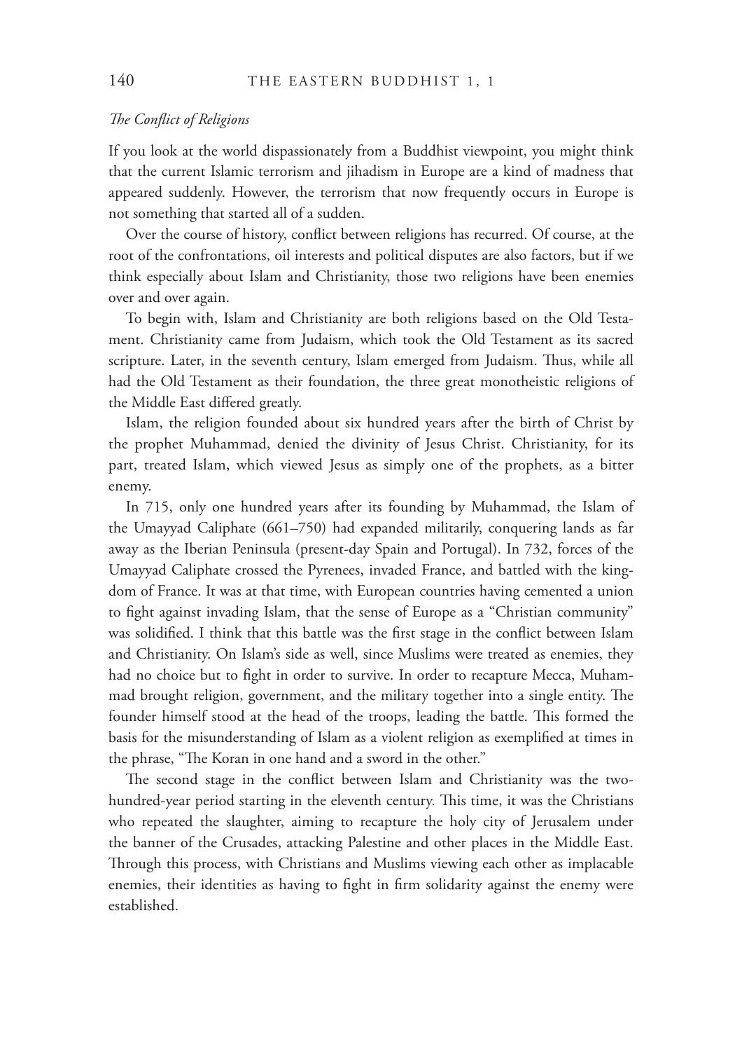*The Conflict of Religions*

If you look at the world dispassionately from a Buddhist viewpoint, you might think that the current Islamic terrorism and jihadism in Europe are a kind of madness that appeared suddenly. However, the terrorism that now frequently occurs in Europe is not something that started all of a sudden.

Over the course of history, conflict between religions has recurred. Of course, at the root of the confrontations, oil interests and political disputes are also factors, but if we think especially about Islam and Christianity, those two religions have been enemies over and over again.

To begin with, Islam and Christianity are both religions based on the Old Testament. Christianity came from Judaism, which took the Old Testament as its sacred scripture. Later, in the seventh century, Islam emerged from Judaism. Thus, while all had the Old Testament as their foundation, the three great monotheistic religions of the Middle East differed greatly.

Islam, the religion founded about six hundred years after the birth of Christ by the prophet Muhammad, denied the divinity of Jesus Christ. Christianity, for its part, treated Islam, which viewed Jesus as simply one of the prophets, as a bitter enemy.

In 715, only one hundred years after its founding by Muhammad, the Islam of the Umayyad Caliphate (661–750) had expanded militarily, conquering lands as far away as the Iberian Peninsula (present-day Spain and Portugal). In 732, forces of the Umayyad Caliphate crossed the Pyrenees, invaded France, and battled with the kingdom of France. It was at that time, with European countries having cemented a union to fight against invading Islam, that the sense of Europe as a "Christian community" was solidified. I think that this battle was the first stage in the conflict between Islam and Christianity. On Islam's side as well, since Muslims were treated as enemies, they had no choice but to fight in order to survive. In order to recapture Mecca, Muhammad brought religion, government, and the military together into a single entity. The founder himself stood at the head of the troops, leading the battle. This formed the basis for the misunderstanding of Islam as a violent religion as exemplified at times in the phrase, "The Koran in one hand and a sword in the other."

The second stage in the conflict between Islam and Christianity was the two-hundred-year period starting in the eleventh century. This time, it was the Christians who repeated the slaughter, aiming to recapture the holy city of Jerusalem under the banner of the Crusades, attacking Palestine and other places in the Middle East. Through this process, with Christians and Muslims viewing each other as implacable enemies, their identities as having to fight in firm solidarity against the enemy were established.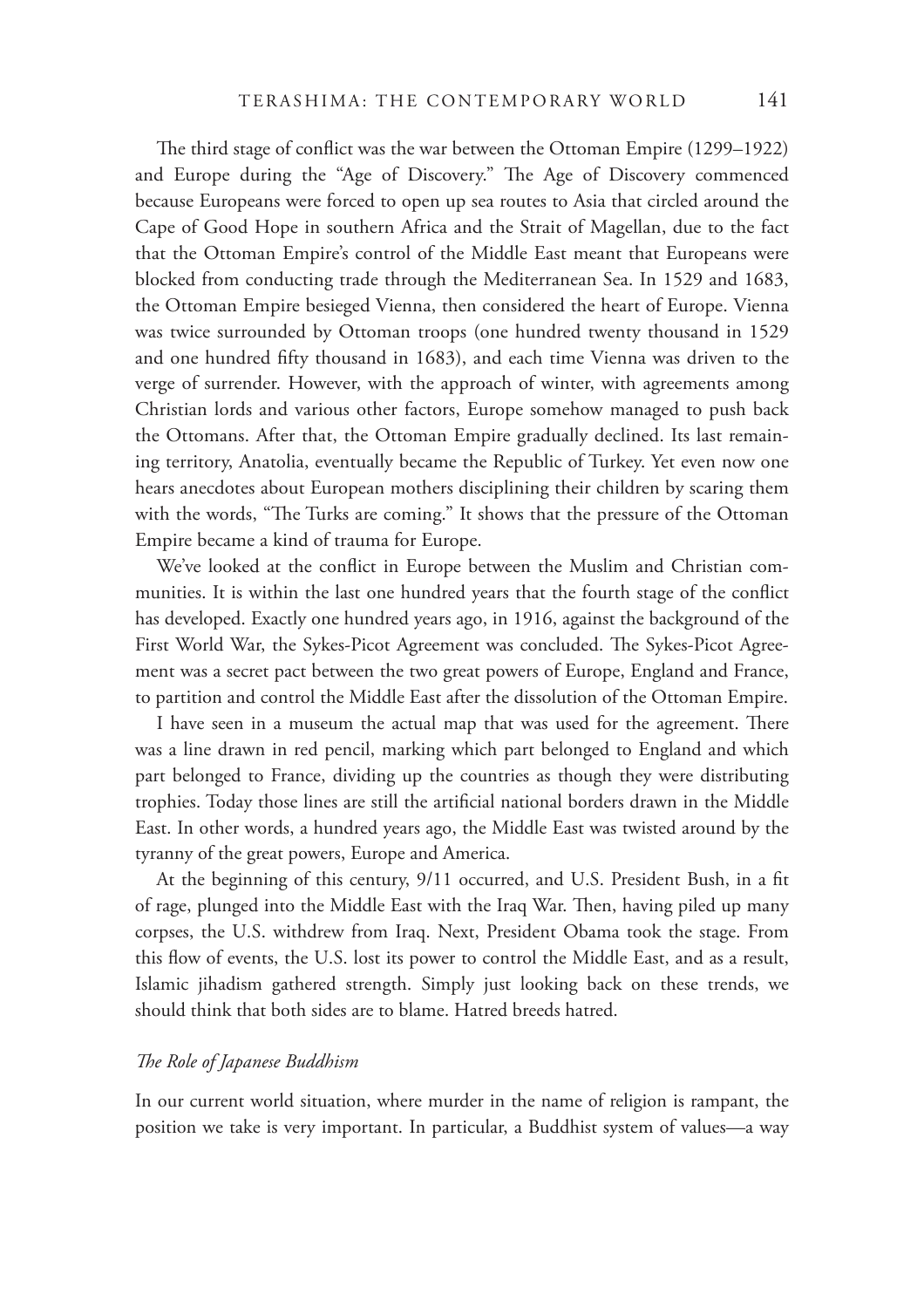The third stage of conflict was the war between the Ottoman Empire (1299–1922) and Europe during the "Age of Discovery." The Age of Discovery commenced because Europeans were forced to open up sea routes to Asia that circled around the Cape of Good Hope in southern Africa and the Strait of Magellan, due to the fact that the Ottoman Empire's control of the Middle East meant that Europeans were blocked from conducting trade through the Mediterranean Sea. In 1529 and 1683, the Ottoman Empire besieged Vienna, then considered the heart of Europe. Vienna was twice surrounded by Ottoman troops (one hundred twenty thousand in 1529 and one hundred fifty thousand in 1683), and each time Vienna was driven to the verge of surrender. However, with the approach of winter, with agreements among Christian lords and various other factors, Europe somehow managed to push back the Ottomans. After that, the Ottoman Empire gradually declined. Its last remaining territory, Anatolia, eventually became the Republic of Turkey. Yet even now one hears anecdotes about European mothers disciplining their children by scaring them with the words, "The Turks are coming." It shows that the pressure of the Ottoman Empire became a kind of trauma for Europe.

We've looked at the conflict in Europe between the Muslim and Christian communities. It is within the last one hundred years that the fourth stage of the conflict has developed. Exactly one hundred years ago, in 1916, against the background of the First World War, the Sykes-Picot Agreement was concluded. The Sykes-Picot Agreement was a secret pact between the two great powers of Europe, England and France, to partition and control the Middle East after the dissolution of the Ottoman Empire.

I have seen in a museum the actual map that was used for the agreement. There was a line drawn in red pencil, marking which part belonged to England and which part belonged to France, dividing up the countries as though they were distributing trophies. Today those lines are still the artificial national borders drawn in the Middle East. In other words, a hundred years ago, the Middle East was twisted around by the tyranny of the great powers, Europe and America.

At the beginning of this century, 9/11 occurred, and U.S. President Bush, in a fit of rage, plunged into the Middle East with the Iraq War. Then, having piled up many corpses, the U.S. withdrew from Iraq. Next, President Obama took the stage. From this flow of events, the U.S. lost its power to control the Middle East, and as a result, Islamic jihadism gathered strength. Simply just looking back on these trends, we should think that both sides are to blame. Hatred breeds hatred.

### *The Role of Japanese Buddhism*

In our current world situation, where murder in the name of religion is rampant, the position we take is very important. In particular, a Buddhist system of values—a way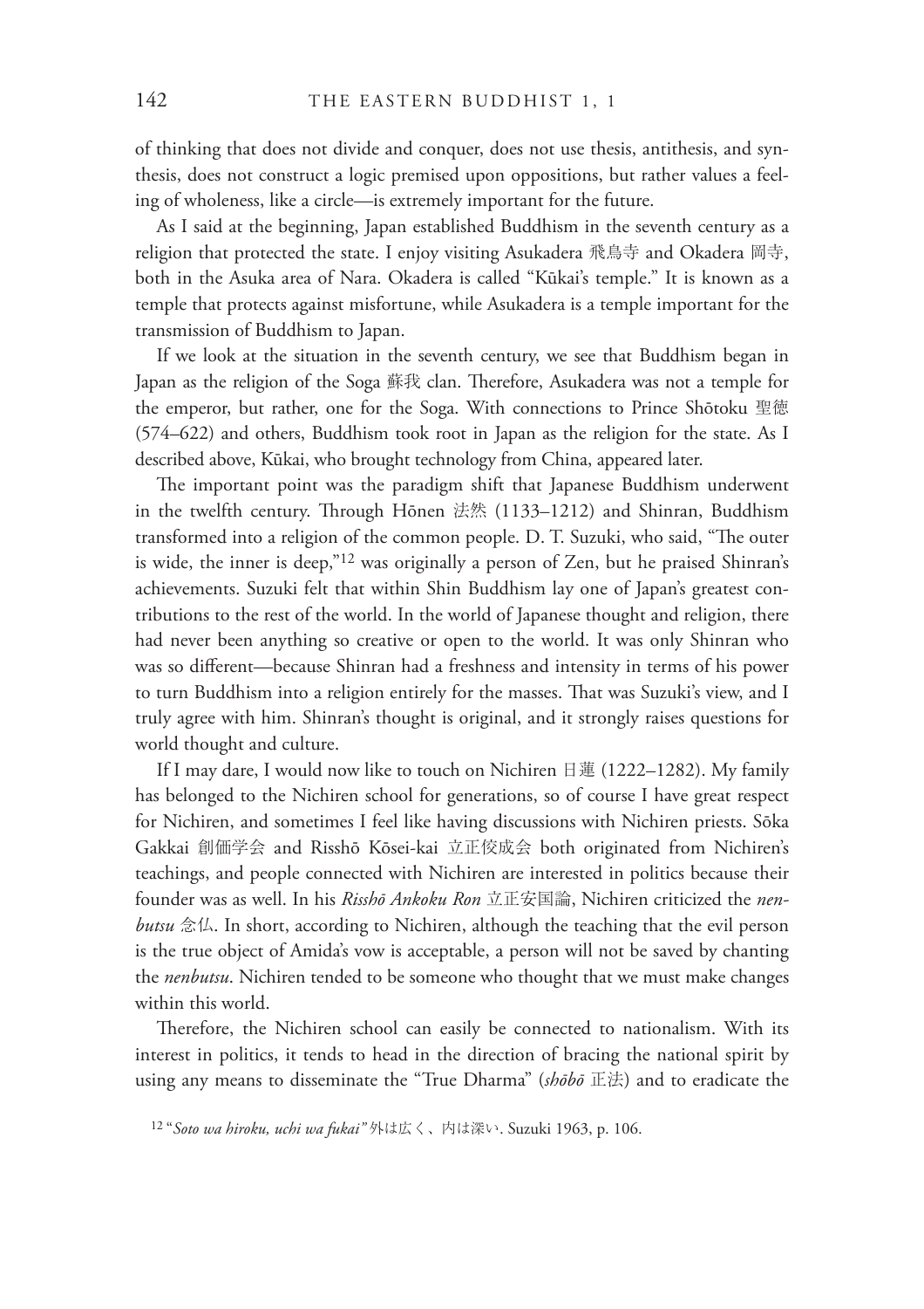of thinking that does not divide and conquer, does not use thesis, antithesis, and synthesis, does not construct a logic premised upon oppositions, but rather values a feeling of wholeness, like a circle—is extremely important for the future.

As I said at the beginning, Japan established Buddhism in the seventh century as a religion that protected the state. I enjoy visiting Asukadera 飛鳥寺 and Okadera 岡寺, both in the Asuka area of Nara. Okadera is called "Kūkai's temple." It is known as a temple that protects against misfortune, while Asukadera is a temple important for the transmission of Buddhism to Japan.

If we look at the situation in the seventh century, we see that Buddhism began in Japan as the religion of the Soga 蘇我 clan. Therefore, Asukadera was not a temple for the emperor, but rather, one for the Soga. With connections to Prince Shōtoku 聖徳 (574–622) and others, Buddhism took root in Japan as the religion for the state. As I described above, Kūkai, who brought technology from China, appeared later.

The important point was the paradigm shift that Japanese Buddhism underwent in the twelfth century. Through Hōnen 法然 (1133–1212) and Shinran, Buddhism transformed into a religion of the common people. D. T. Suzuki, who said, "The outer is wide, the inner is deep,"[12] was originally a person of Zen, but he praised Shinran's achievements. Suzuki felt that within Shin Buddhism lay one of Japan's greatest contributions to the rest of the world. In the world of Japanese thought and religion, there had never been anything so creative or open to the world. It was only Shinran who was so different—because Shinran had a freshness and intensity in terms of his power to turn Buddhism into a religion entirely for the masses. That was Suzuki's view, and I truly agree with him. Shinran's thought is original, and it strongly raises questions for world thought and culture.

If I may dare, I would now like to touch on Nichiren 日蓮 (1222–1282). My family has belonged to the Nichiren school for generations, so of course I have great respect for Nichiren, and sometimes I feel like having discussions with Nichiren priests. Sōka Gakkai 創価学会 and Risshō Kōsei-kai 立正佼成会 both originated from Nichiren's teachings, and people connected with Nichiren are interested in politics because their founder was as well. In his *Risshō Ankoku Ron* 立正安国論, Nichiren criticized the *nenbutsu* 念仏. In short, according to Nichiren, although the teaching that the evil person is the true object of Amida's vow is acceptable, a person will not be saved by chanting the *nenbutsu*. Nichiren tended to be someone who thought that we must make changes within this world.

Therefore, the Nichiren school can easily be connected to nationalism. With its interest in politics, it tends to head in the direction of bracing the national spirit by using any means to disseminate the "True Dharma" (*shōbō* 正法) and to eradicate the

[12] "*Soto wa hiroku, uchi wa fukai*" 外は広く、内は深い. Suzuki 1963, p. 106.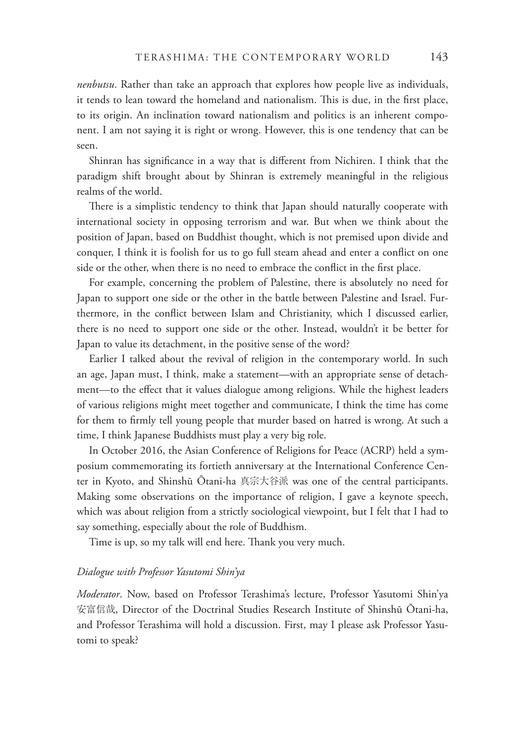*nenbutsu*. Rather than take an approach that explores how people live as individuals, it tends to lean toward the homeland and nationalism. This is due, in the first place, to its origin. An inclination toward nationalism and politics is an inherent component. I am not saying it is right or wrong. However, this is one tendency that can be seen.

Shinran has significance in a way that is different from Nichiren. I think that the paradigm shift brought about by Shinran is extremely meaningful in the religious realms of the world.

There is a simplistic tendency to think that Japan should naturally cooperate with international society in opposing terrorism and war. But when we think about the position of Japan, based on Buddhist thought, which is not premised upon divide and conquer, I think it is foolish for us to go full steam ahead and enter a conflict on one side or the other, when there is no need to embrace the conflict in the first place.

For example, concerning the problem of Palestine, there is absolutely no need for Japan to support one side or the other in the battle between Palestine and Israel. Furthermore, in the conflict between Islam and Christianity, which I discussed earlier, there is no need to support one side or the other. Instead, wouldn't it be better for Japan to value its detachment, in the positive sense of the word?

Earlier I talked about the revival of religion in the contemporary world. In such an age, Japan must, I think, make a statement—with an appropriate sense of detachment—to the effect that it values dialogue among religions. While the highest leaders of various religions might meet together and communicate, I think the time has come for them to firmly tell young people that murder based on hatred is wrong. At such a time, I think Japanese Buddhists must play a very big role.

In October 2016, the Asian Conference of Religions for Peace (ACRP) held a symposium commemorating its fortieth anniversary at the International Conference Center in Kyoto, and Shinshū Ōtani-ha 真宗大谷派 was one of the central participants. Making some observations on the importance of religion, I gave a keynote speech, which was about religion from a strictly sociological viewpoint, but I felt that I had to say something, especially about the role of Buddhism.

Time is up, so my talk will end here. Thank you very much.

### *Dialogue with Professor Yasutomi Shin'ya*

*Moderator*. Now, based on Professor Terashima's lecture, Professor Yasutomi Shin'ya 安富信哉, Director of the Doctrinal Studies Research Institute of Shinshū Ōtani-ha, and Professor Terashima will hold a discussion. First, may I please ask Professor Yasutomi to speak?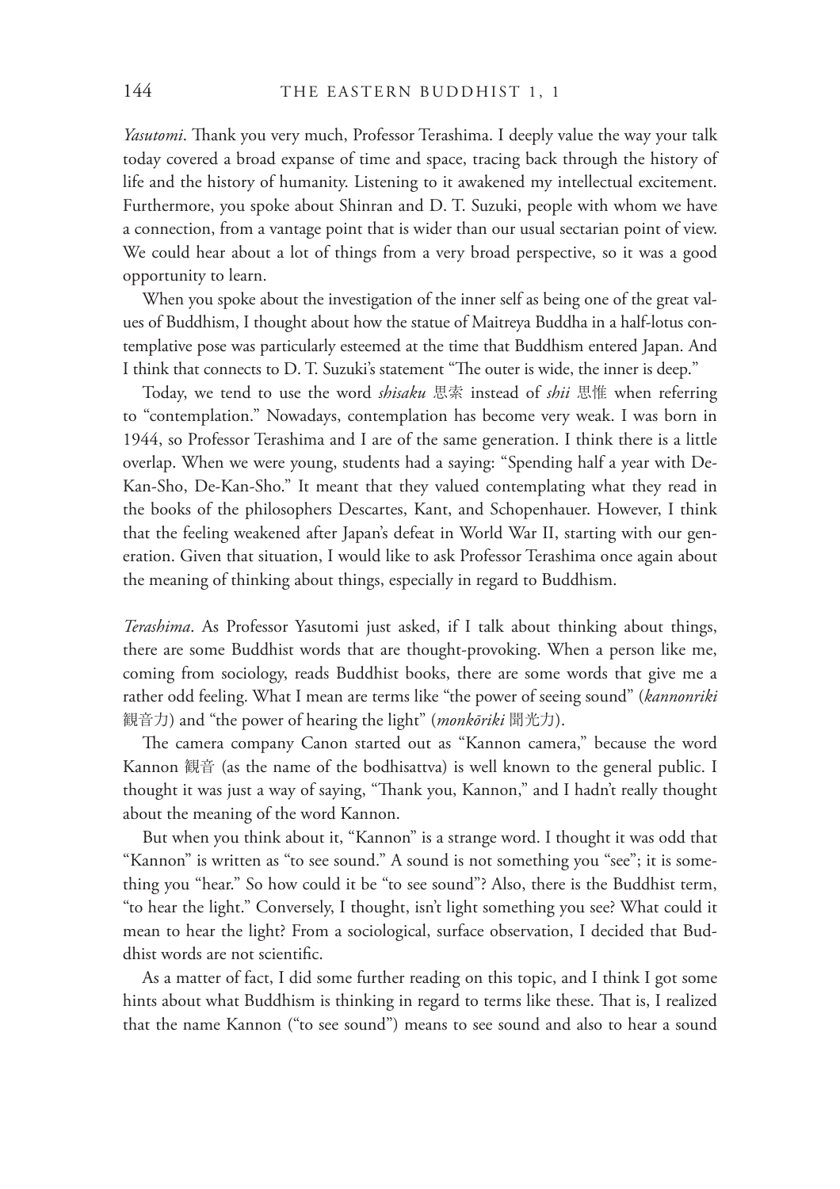*Yasutomi*. Thank you very much, Professor Terashima. I deeply value the way your talk today covered a broad expanse of time and space, tracing back through the history of life and the history of humanity. Listening to it awakened my intellectual excitement. Furthermore, you spoke about Shinran and D. T. Suzuki, people with whom we have a connection, from a vantage point that is wider than our usual sectarian point of view. We could hear about a lot of things from a very broad perspective, so it was a good opportunity to learn.

When you spoke about the investigation of the inner self as being one of the great values of Buddhism, I thought about how the statue of Maitreya Buddha in a half-lotus contemplative pose was particularly esteemed at the time that Buddhism entered Japan. And I think that connects to D. T. Suzuki's statement "The outer is wide, the inner is deep."

Today, we tend to use the word *shisaku* 思索 instead of *shii* 思惟 when referring to "contemplation." Nowadays, contemplation has become very weak. I was born in 1944, so Professor Terashima and I are of the same generation. I think there is a little overlap. When we were young, students had a saying: "Spending half a year with De-Kan-Sho, De-Kan-Sho." It meant that they valued contemplating what they read in the books of the philosophers Descartes, Kant, and Schopenhauer. However, I think that the feeling weakened after Japan's defeat in World War II, starting with our generation. Given that situation, I would like to ask Professor Terashima once again about the meaning of thinking about things, especially in regard to Buddhism.

*Terashima*. As Professor Yasutomi just asked, if I talk about thinking about things, there are some Buddhist words that are thought-provoking. When a person like me, coming from sociology, reads Buddhist books, there are some words that give me a rather odd feeling. What I mean are terms like "the power of seeing sound" (*kannonriki* 観音力) and "the power of hearing the light" (*monkōriki* 聞光力).

The camera company Canon started out as "Kannon camera," because the word Kannon 観音 (as the name of the bodhisattva) is well known to the general public. I thought it was just a way of saying, "Thank you, Kannon," and I hadn't really thought about the meaning of the word Kannon.

But when you think about it, "Kannon" is a strange word. I thought it was odd that "Kannon" is written as "to see sound." A sound is not something you "see"; it is something you "hear." So how could it be "to see sound"? Also, there is the Buddhist term, "to hear the light." Conversely, I thought, isn't light something you see? What could it mean to hear the light? From a sociological, surface observation, I decided that Buddhist words are not scientific.

As a matter of fact, I did some further reading on this topic, and I think I got some hints about what Buddhism is thinking in regard to terms like these. That is, I realized that the name Kannon ("to see sound") means to see sound and also to hear a sound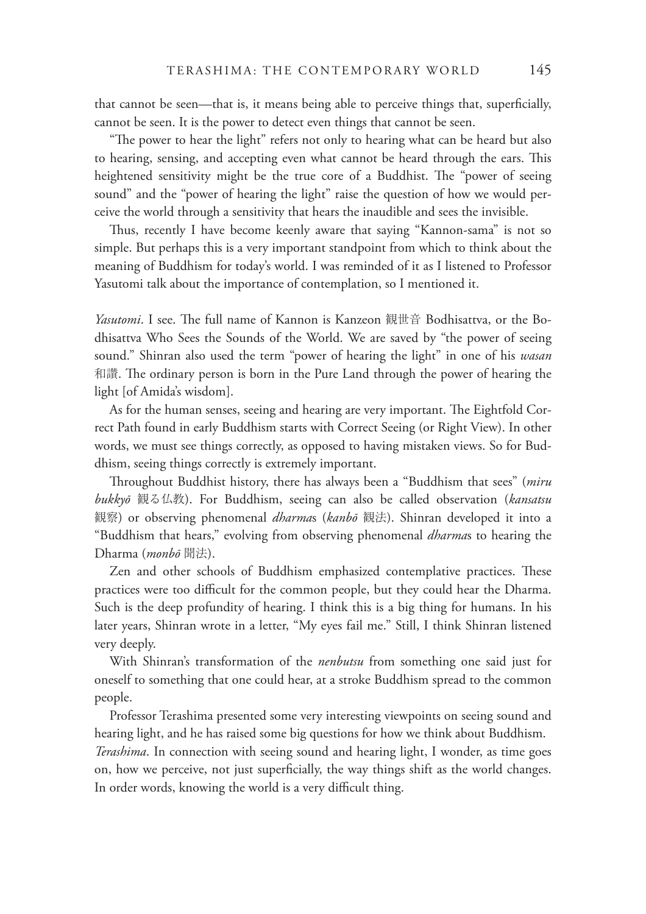that cannot be seen—that is, it means being able to perceive things that, superficially, cannot be seen. It is the power to detect even things that cannot be seen.

"The power to hear the light" refers not only to hearing what can be heard but also to hearing, sensing, and accepting even what cannot be heard through the ears. This heightened sensitivity might be the true core of a Buddhist. The "power of seeing sound" and the "power of hearing the light" raise the question of how we would perceive the world through a sensitivity that hears the inaudible and sees the invisible.

Thus, recently I have become keenly aware that saying "Kannon-sama" is not so simple. But perhaps this is a very important standpoint from which to think about the meaning of Buddhism for today's world. I was reminded of it as I listened to Professor Yasutomi talk about the importance of contemplation, so I mentioned it.

*Yasutomi*. I see. The full name of Kannon is Kanzeon 観世音 Bodhisattva, or the Bodhisattva Who Sees the Sounds of the World. We are saved by "the power of seeing sound." Shinran also used the term "power of hearing the light" in one of his *wasan* 和讃. The ordinary person is born in the Pure Land through the power of hearing the light [of Amida's wisdom].

As for the human senses, seeing and hearing are very important. The Eightfold Correct Path found in early Buddhism starts with Correct Seeing (or Right View). In other words, we must see things correctly, as opposed to having mistaken views. So for Buddhism, seeing things correctly is extremely important.

Throughout Buddhist history, there has always been a "Buddhism that sees" (*miru bukkyō* 観る仏教). For Buddhism, seeing can also be called observation (*kansatsu* 観察) or observing phenomenal *dharma*s (*kanbō* 観法). Shinran developed it into a "Buddhism that hears," evolving from observing phenomenal *dharma*s to hearing the Dharma (*monbō* 聞法).

Zen and other schools of Buddhism emphasized contemplative practices. These practices were too difficult for the common people, but they could hear the Dharma. Such is the deep profundity of hearing. I think this is a big thing for humans. In his later years, Shinran wrote in a letter, "My eyes fail me." Still, I think Shinran listened very deeply.

With Shinran's transformation of the *nenbutsu* from something one said just for oneself to something that one could hear, at a stroke Buddhism spread to the common people.

Professor Terashima presented some very interesting viewpoints on seeing sound and hearing light, and he has raised some big questions for how we think about Buddhism.

*Terashima*. In connection with seeing sound and hearing light, I wonder, as time goes on, how we perceive, not just superficially, the way things shift as the world changes. In order words, knowing the world is a very difficult thing.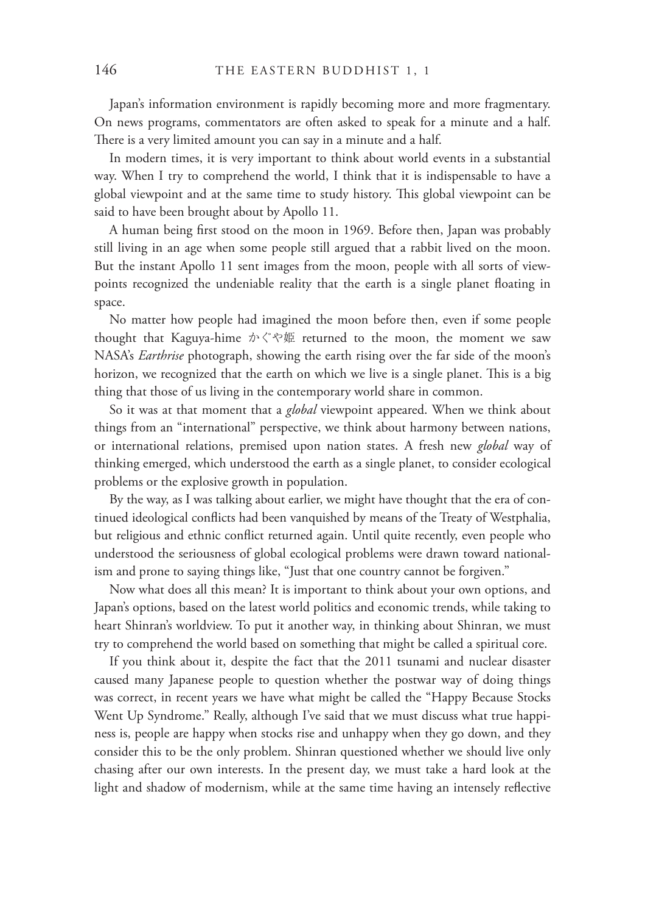Japan's information environment is rapidly becoming more and more fragmentary. On news programs, commentators are often asked to speak for a minute and a half. There is a very limited amount you can say in a minute and a half.

In modern times, it is very important to think about world events in a substantial way. When I try to comprehend the world, I think that it is indispensable to have a global viewpoint and at the same time to study history. This global viewpoint can be said to have been brought about by Apollo 11.

A human being first stood on the moon in 1969. Before then, Japan was probably still living in an age when some people still argued that a rabbit lived on the moon. But the instant Apollo 11 sent images from the moon, people with all sorts of viewpoints recognized the undeniable reality that the earth is a single planet floating in space.

No matter how people had imagined the moon before then, even if some people thought that Kaguya-hime かぐや姫 returned to the moon, the moment we saw NASA's *Earthrise* photograph, showing the earth rising over the far side of the moon's horizon, we recognized that the earth on which we live is a single planet. This is a big thing that those of us living in the contemporary world share in common.

So it was at that moment that a *global* viewpoint appeared. When we think about things from an "international" perspective, we think about harmony between nations, or international relations, premised upon nation states. A fresh new *global* way of thinking emerged, which understood the earth as a single planet, to consider ecological problems or the explosive growth in population.

By the way, as I was talking about earlier, we might have thought that the era of continued ideological conflicts had been vanquished by means of the Treaty of Westphalia, but religious and ethnic conflict returned again. Until quite recently, even people who understood the seriousness of global ecological problems were drawn toward nationalism and prone to saying things like, "Just that one country cannot be forgiven."

Now what does all this mean? It is important to think about your own options, and Japan's options, based on the latest world politics and economic trends, while taking to heart Shinran's worldview. To put it another way, in thinking about Shinran, we must try to comprehend the world based on something that might be called a spiritual core.

If you think about it, despite the fact that the 2011 tsunami and nuclear disaster caused many Japanese people to question whether the postwar way of doing things was correct, in recent years we have what might be called the "Happy Because Stocks Went Up Syndrome." Really, although I've said that we must discuss what true happiness is, people are happy when stocks rise and unhappy when they go down, and they consider this to be the only problem. Shinran questioned whether we should live only chasing after our own interests. In the present day, we must take a hard look at the light and shadow of modernism, while at the same time having an intensely reflective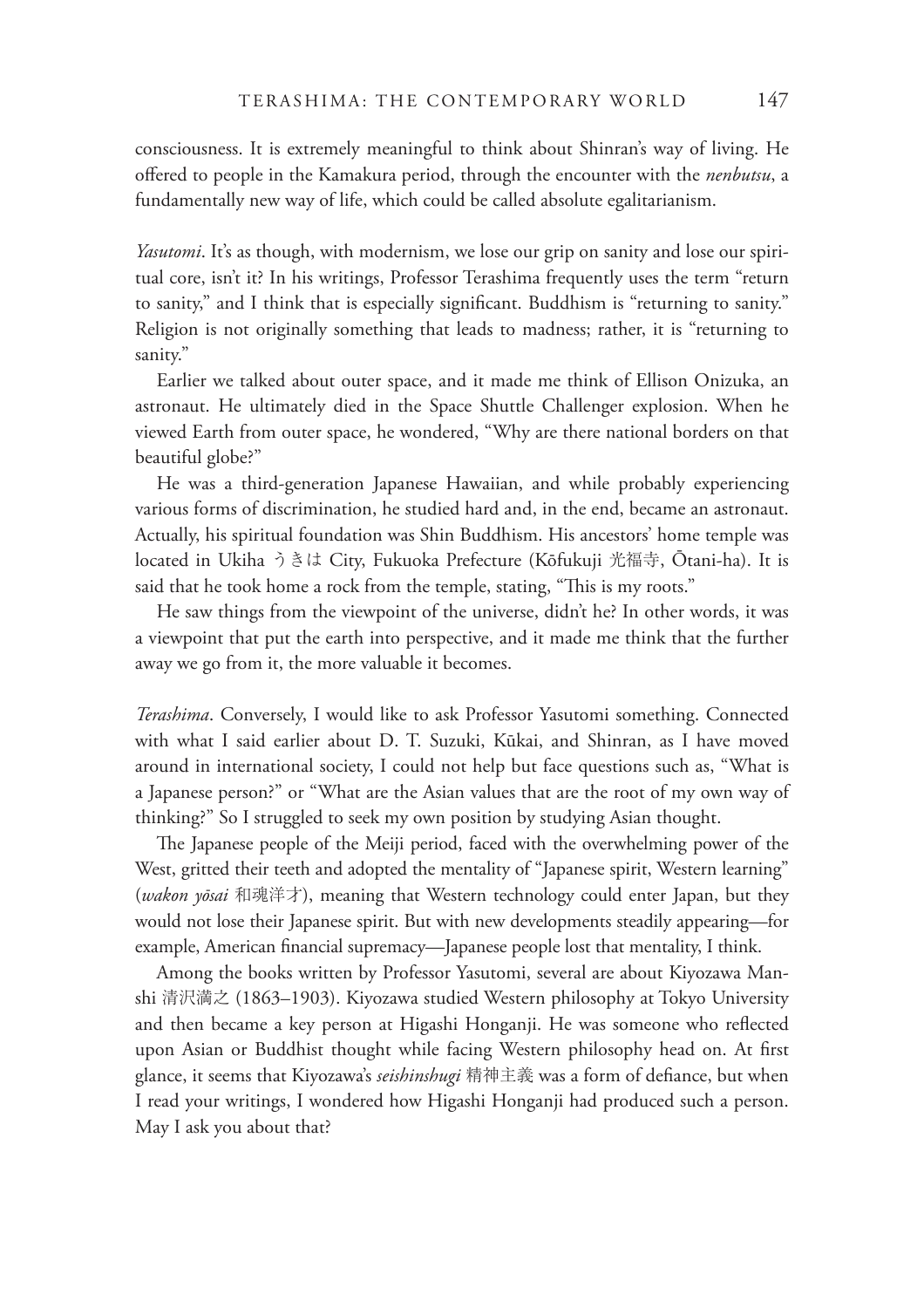consciousness. It is extremely meaningful to think about Shinran's way of living. He offered to people in the Kamakura period, through the encounter with the *nenbutsu*, a fundamentally new way of life, which could be called absolute egalitarianism.

*Yasutomi*. It's as though, with modernism, we lose our grip on sanity and lose our spiritual core, isn't it? In his writings, Professor Terashima frequently uses the term "return to sanity," and I think that is especially significant. Buddhism is "returning to sanity." Religion is not originally something that leads to madness; rather, it is "returning to sanity."

Earlier we talked about outer space, and it made me think of Ellison Onizuka, an astronaut. He ultimately died in the Space Shuttle Challenger explosion. When he viewed Earth from outer space, he wondered, "Why are there national borders on that beautiful globe?"

He was a third-generation Japanese Hawaiian, and while probably experiencing various forms of discrimination, he studied hard and, in the end, became an astronaut. Actually, his spiritual foundation was Shin Buddhism. His ancestors' home temple was located in Ukiha うきは City, Fukuoka Prefecture (Kōfukuji 光福寺, Ōtani-ha). It is said that he took home a rock from the temple, stating, "This is my roots."

He saw things from the viewpoint of the universe, didn't he? In other words, it was a viewpoint that put the earth into perspective, and it made me think that the further away we go from it, the more valuable it becomes.

*Terashima*. Conversely, I would like to ask Professor Yasutomi something. Connected with what I said earlier about D. T. Suzuki, Kūkai, and Shinran, as I have moved around in international society, I could not help but face questions such as, "What is a Japanese person?" or "What are the Asian values that are the root of my own way of thinking?" So I struggled to seek my own position by studying Asian thought.

The Japanese people of the Meiji period, faced with the overwhelming power of the West, gritted their teeth and adopted the mentality of "Japanese spirit, Western learning" (*wakon yōsai* 和魂洋才), meaning that Western technology could enter Japan, but they would not lose their Japanese spirit. But with new developments steadily appearing—for example, American financial supremacy—Japanese people lost that mentality, I think.

Among the books written by Professor Yasutomi, several are about Kiyozawa Manshi 清沢満之 (1863–1903). Kiyozawa studied Western philosophy at Tokyo University and then became a key person at Higashi Honganji. He was someone who reflected upon Asian or Buddhist thought while facing Western philosophy head on. At first glance, it seems that Kiyozawa's *seishinshugi* 精神主義 was a form of defiance, but when I read your writings, I wondered how Higashi Honganji had produced such a person. May I ask you about that?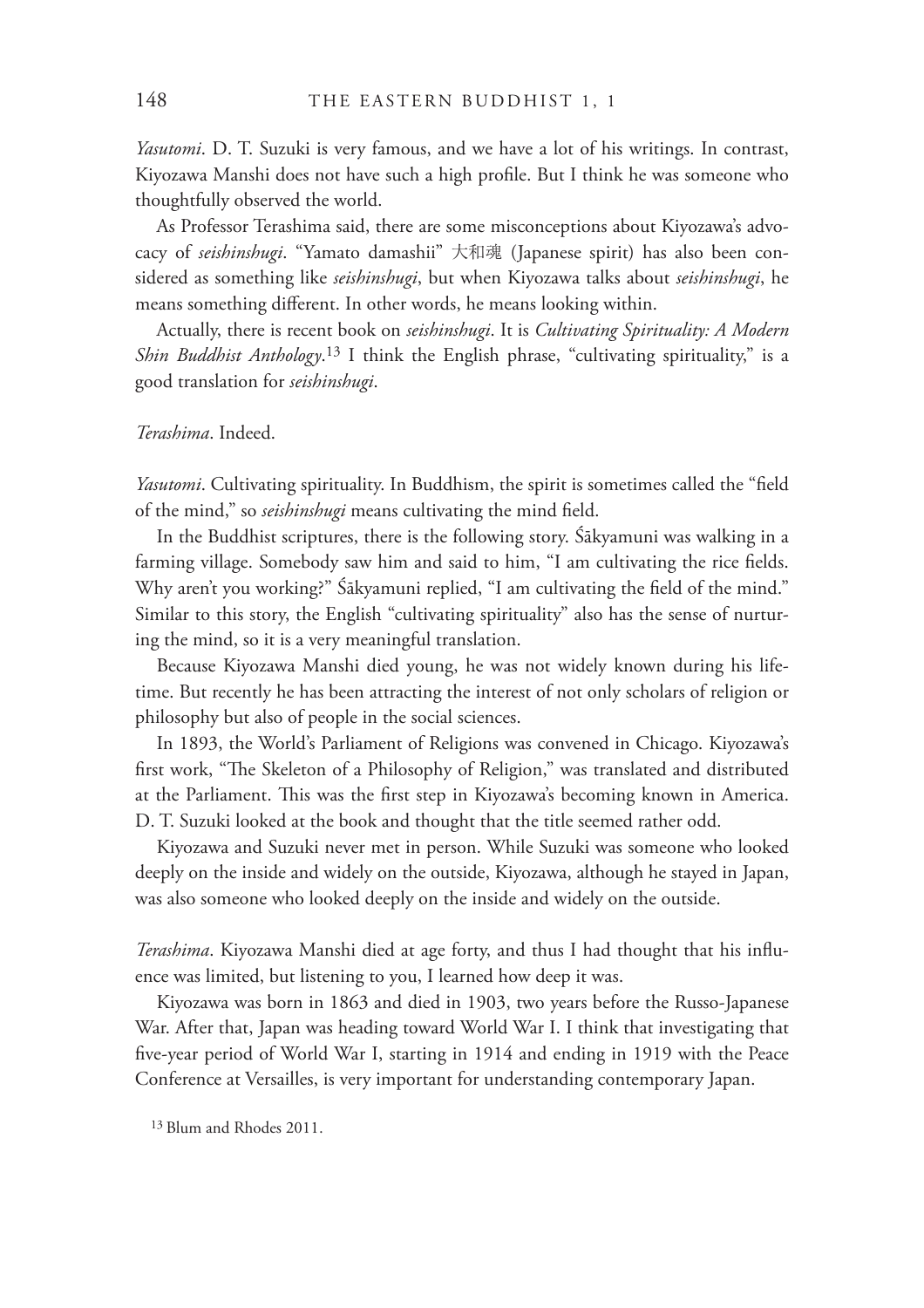*Yasutomi*. D. T. Suzuki is very famous, and we have a lot of his writings. In contrast, Kiyozawa Manshi does not have such a high profile. But I think he was someone who thoughtfully observed the world.

As Professor Terashima said, there are some misconceptions about Kiyozawa's advocacy of *seishinshugi*. "Yamato damashii" 大和魂 (Japanese spirit) has also been considered as something like *seishinshugi*, but when Kiyozawa talks about *seishinshugi*, he means something different. In other words, he means looking within.

Actually, there is recent book on *seishinshugi*. It is *Cultivating Spirituality: A Modern Shin Buddhist Anthology*.[13] I think the English phrase, "cultivating spirituality," is a good translation for *seishinshugi*.

*Terashima*. Indeed.

*Yasutomi*. Cultivating spirituality. In Buddhism, the spirit is sometimes called the "field of the mind," so *seishinshugi* means cultivating the mind field.

In the Buddhist scriptures, there is the following story. Śākyamuni was walking in a farming village. Somebody saw him and said to him, "I am cultivating the rice fields. Why aren't you working?" Śākyamuni replied, "I am cultivating the field of the mind." Similar to this story, the English "cultivating spirituality" also has the sense of nurturing the mind, so it is a very meaningful translation.

Because Kiyozawa Manshi died young, he was not widely known during his lifetime. But recently he has been attracting the interest of not only scholars of religion or philosophy but also of people in the social sciences.

In 1893, the World's Parliament of Religions was convened in Chicago. Kiyozawa's first work, "The Skeleton of a Philosophy of Religion," was translated and distributed at the Parliament. This was the first step in Kiyozawa's becoming known in America. D. T. Suzuki looked at the book and thought that the title seemed rather odd.

Kiyozawa and Suzuki never met in person. While Suzuki was someone who looked deeply on the inside and widely on the outside, Kiyozawa, although he stayed in Japan, was also someone who looked deeply on the inside and widely on the outside.

*Terashima*. Kiyozawa Manshi died at age forty, and thus I had thought that his influence was limited, but listening to you, I learned how deep it was.

Kiyozawa was born in 1863 and died in 1903, two years before the Russo-Japanese War. After that, Japan was heading toward World War I. I think that investigating that five-year period of World War I, starting in 1914 and ending in 1919 with the Peace Conference at Versailles, is very important for understanding contemporary Japan.

[13] Blum and Rhodes 2011.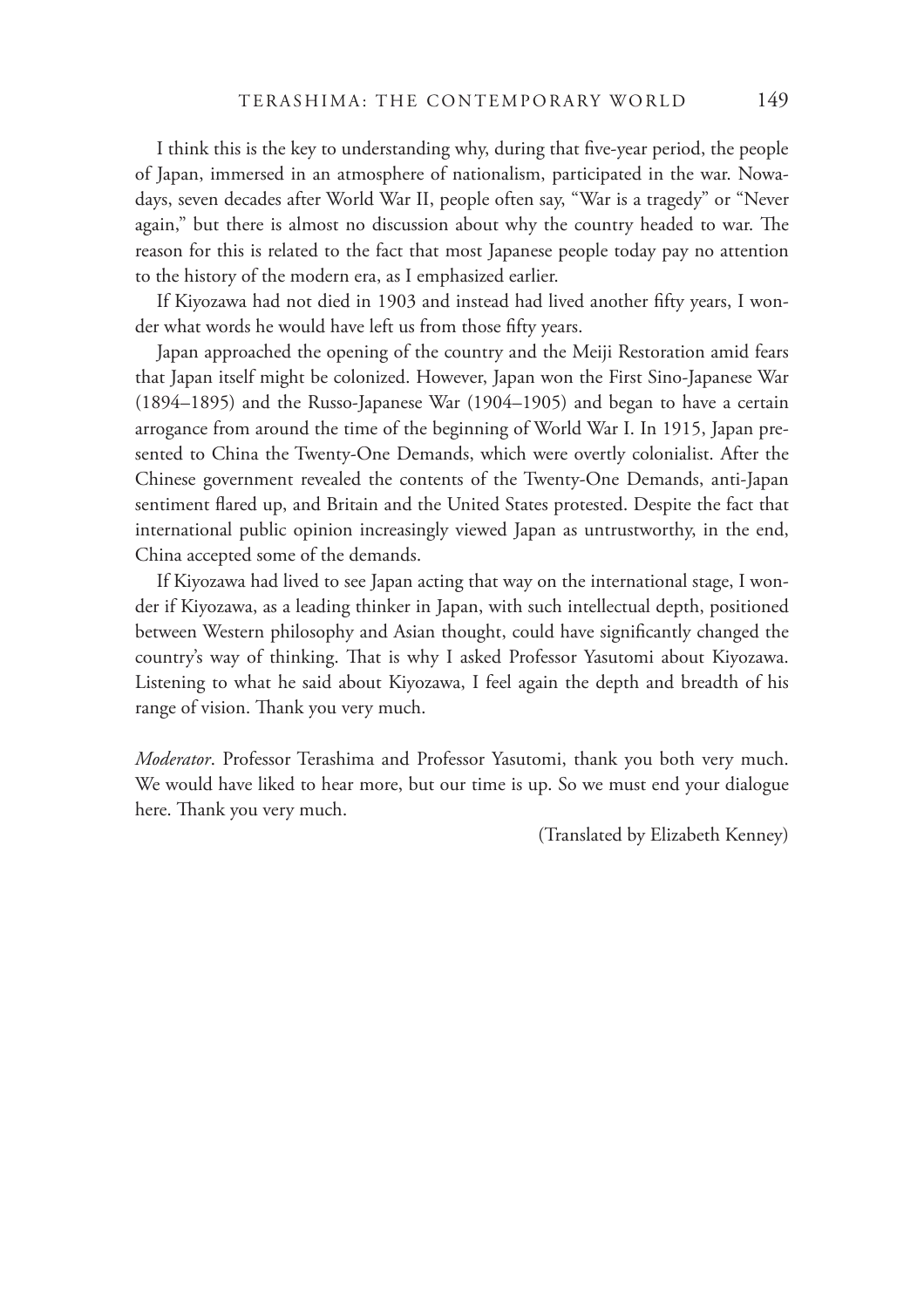I think this is the key to understanding why, during that five-year period, the people of Japan, immersed in an atmosphere of nationalism, participated in the war. Nowadays, seven decades after World War II, people often say, "War is a tragedy" or "Never again," but there is almost no discussion about why the country headed to war. The reason for this is related to the fact that most Japanese people today pay no attention to the history of the modern era, as I emphasized earlier.

If Kiyozawa had not died in 1903 and instead had lived another fifty years, I wonder what words he would have left us from those fifty years.

Japan approached the opening of the country and the Meiji Restoration amid fears that Japan itself might be colonized. However, Japan won the First Sino-Japanese War (1894–1895) and the Russo-Japanese War (1904–1905) and began to have a certain arrogance from around the time of the beginning of World War I. In 1915, Japan presented to China the Twenty-One Demands, which were overtly colonialist. After the Chinese government revealed the contents of the Twenty-One Demands, anti-Japan sentiment flared up, and Britain and the United States protested. Despite the fact that international public opinion increasingly viewed Japan as untrustworthy, in the end, China accepted some of the demands.

If Kiyozawa had lived to see Japan acting that way on the international stage, I wonder if Kiyozawa, as a leading thinker in Japan, with such intellectual depth, positioned between Western philosophy and Asian thought, could have significantly changed the country's way of thinking. That is why I asked Professor Yasutomi about Kiyozawa. Listening to what he said about Kiyozawa, I feel again the depth and breadth of his range of vision. Thank you very much.

*Moderator*. Professor Terashima and Professor Yasutomi, thank you both very much. We would have liked to hear more, but our time is up. So we must end your dialogue here. Thank you very much.

(Translated by Elizabeth Kenney)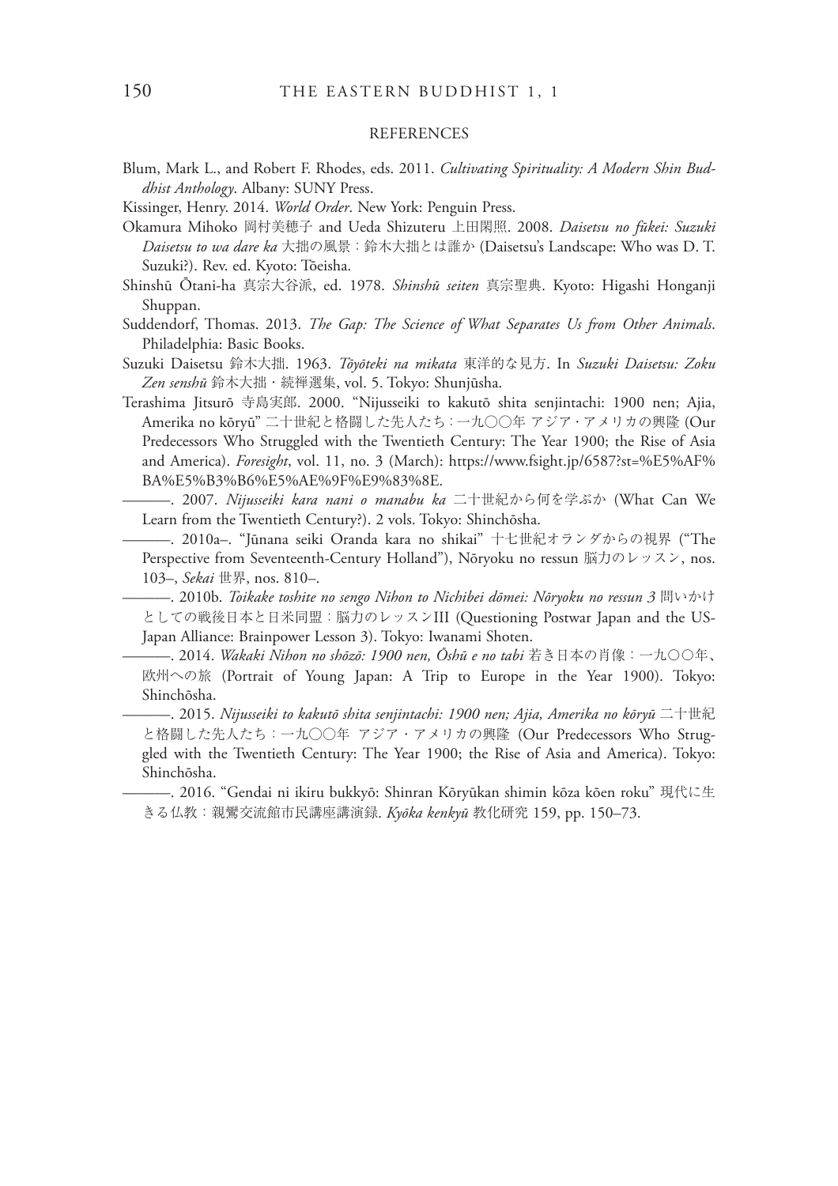## REFERENCES

Blum, Mark L., and Robert F. Rhodes, eds. 2011. *Cultivating Spirituality: A Modern Shin Buddhist Anthology*. Albany: SUNY Press.

Kissinger, Henry. 2014. *World Order*. New York: Penguin Press.

Okamura Mihoko 岡村美穂子 and Ueda Shizuteru 上田閑照. 2008. *Daisetsu no fūkei: Suzuki Daisetsu to wa dare ka* 大拙の風景：鈴木大拙とは誰か (Daisetsu's Landscape: Who was D. T. Suzuki?). Rev. ed. Kyoto: Tōeisha.

Shinshū Ōtani-ha 真宗大谷派, ed. 1978. *Shinshū seiten* 真宗聖典. Kyoto: Higashi Honganji Shuppan.

Suddendorf, Thomas. 2013. *The Gap: The Science of What Separates Us from Other Animals*. Philadelphia: Basic Books.

Suzuki Daisetsu 鈴木大拙. 1963. *Tōyōteki na mikata* 東洋的な見方. In *Suzuki Daisetsu: Zoku Zen senshū* 鈴木大拙・続禅選集, vol. 5. Tokyo: Shunjūsha.

Terashima Jitsurō 寺島実郎. 2000. "Nijusseiki to kakutō shita senjintachi: 1900 nen; Ajia, Amerika no kōryū" 二十世紀と格闘した先人たち：一九〇〇年 アジア・アメリカの興隆 (Our Predecessors Who Struggled with the Twentieth Century: The Year 1900; the Rise of Asia and America). *Foresight*, vol. 11, no. 3 (March): https://www.fsight.jp/6587?st=%E5%AF%BA%E5%B3%B6%E5%AE%9F%E9%83%8E.

———. 2007. *Nijusseiki kara nani o manabu ka* 二十世紀から何を学ぶか (What Can We Learn from the Twentieth Century?). 2 vols. Tokyo: Shinchōsha.

———. 2010a–. "Jūnana seiki Oranda kara no shikai" 十七世紀オランダからの視界 ("The Perspective from Seventeenth-Century Holland"), Nōryoku no ressun 脳力のレッスン, nos. 103–, *Sekai* 世界, nos. 810–.

———. 2010b. *Toikake toshite no sengo Nihon to Nichibei dōmei: Nōryoku no ressun 3* 問いかけとしての戦後日本と日米同盟：脳力のレッスンIII (Questioning Postwar Japan and the US-Japan Alliance: Brainpower Lesson 3). Tokyo: Iwanami Shoten.

———. 2014. *Wakaki Nihon no shōzō: 1900 nen, Ōshū e no tabi* 若き日本の肖像：一九〇〇年、欧州への旅 (Portrait of Young Japan: A Trip to Europe in the Year 1900). Tokyo: Shinchōsha.

———. 2015. *Nijusseiki to kakutō shita senjintachi: 1900 nen; Ajia, Amerika no kōryū* 二十世紀と格闘した先人たち：一九〇〇年 アジア・アメリカの興隆 (Our Predecessors Who Struggled with the Twentieth Century: The Year 1900; the Rise of Asia and America). Tokyo: Shinchōsha.

———. 2016. "Gendai ni ikiru bukkyō: Shinran Kōryūkan shimin kōza kōen roku" 現代に生きる仏教：親鸞交流館市民講座講演録. *Kyōka kenkyū* 教化研究 159, pp. 150–73.